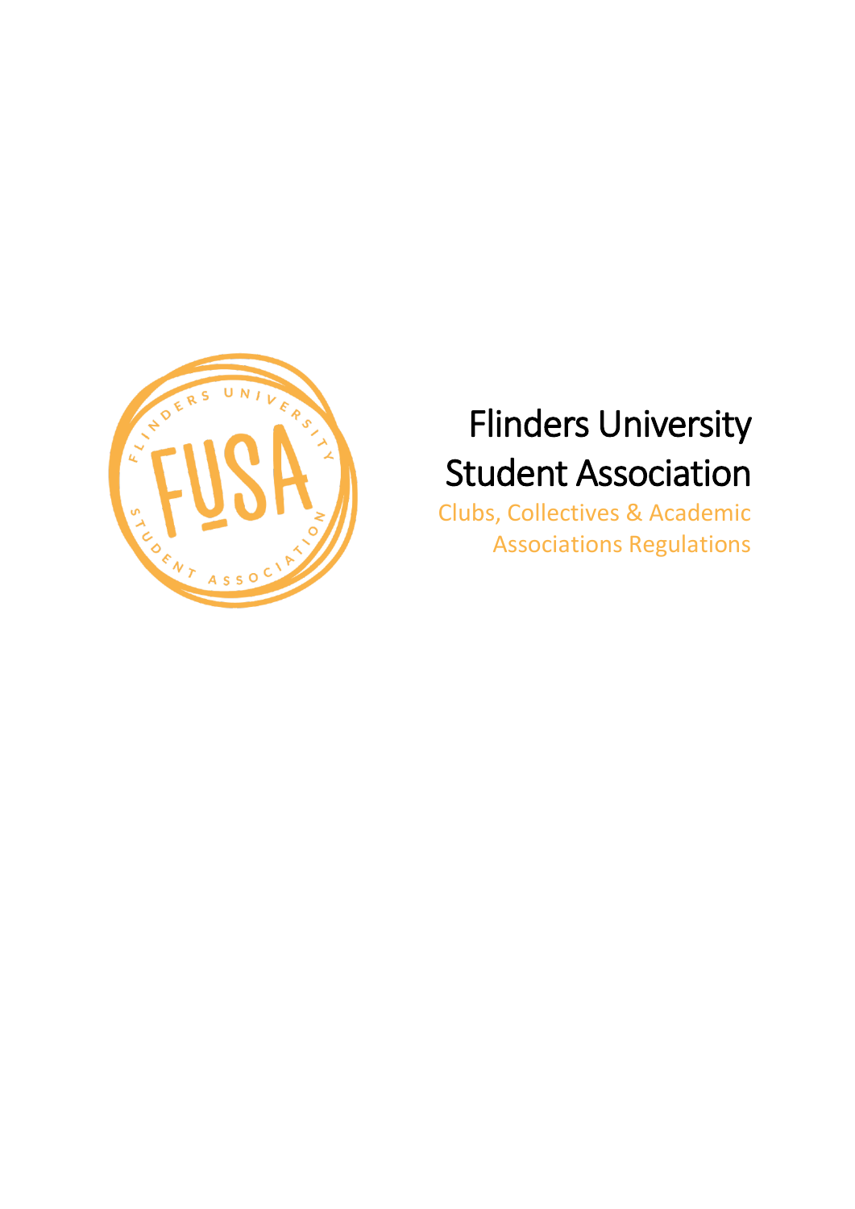# Flinders University Student Association

## Clubs, Collectives & Academic Associations Regulations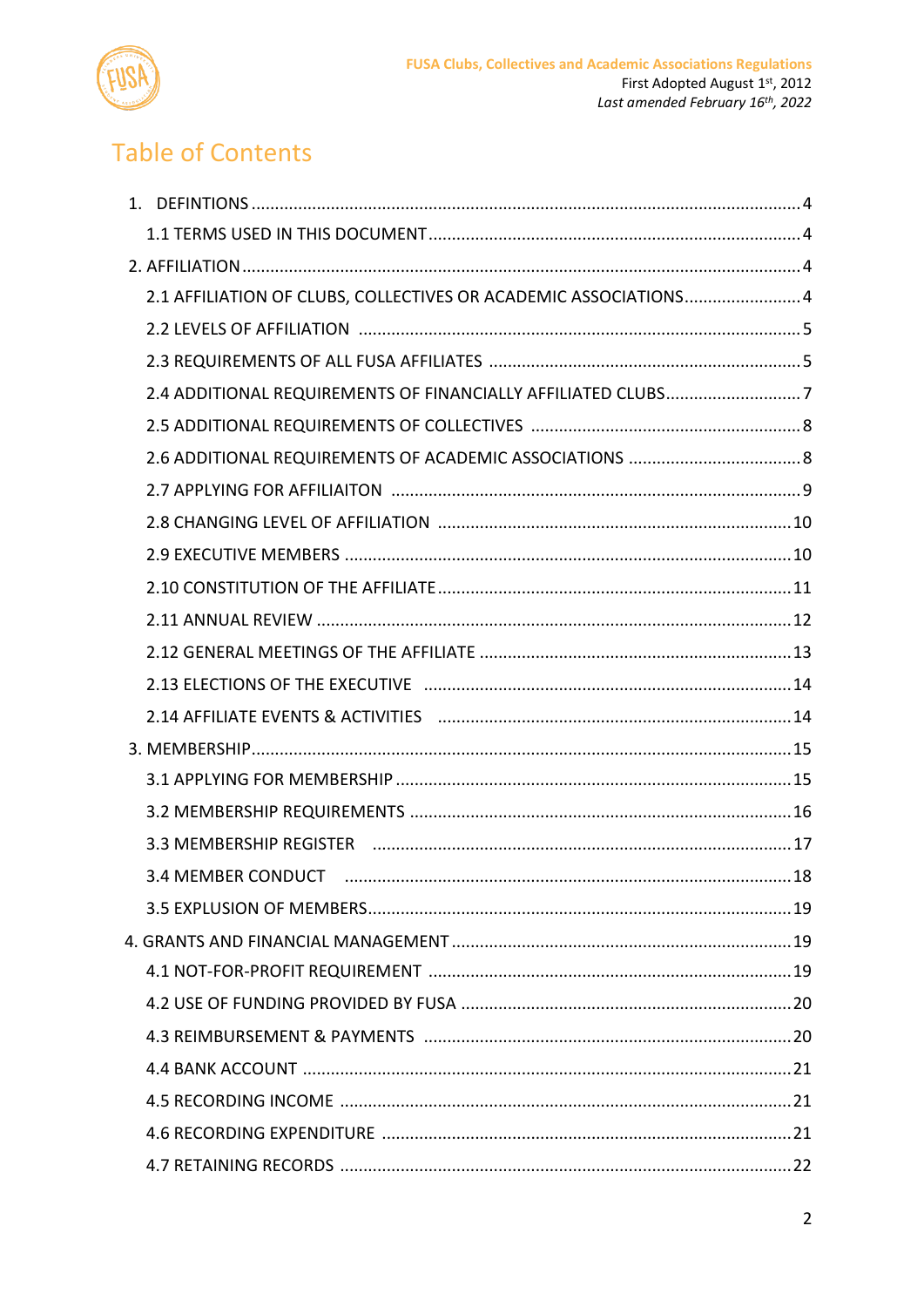# Table of Contents

1. DEFINTIONS .... 4
   - 1.1 TERMS USED IN THIS DOCUMENT .... 4
2. AFFILIATION .... 4
   - 2.1 AFFILIATION OF CLUBS, COLLECTIVES OR ACADEMIC ASSOCIATIONS .... 4
   - 2.2 LEVELS OF AFFILIATION .... 5
   - 2.3 REQUIREMENTS OF ALL FUSA AFFILIATES .... 5
   - 2.4 ADDITIONAL REQUIREMENTS OF FINANCIALLY AFFILIATED CLUBS .... 7
   - 2.5 ADDITIONAL REQUIREMENTS OF COLLECTIVES .... 8
   - 2.6 ADDITIONAL REQUIREMENTS OF ACADEMIC ASSOCIATIONS .... 8
   - 2.7 APPLYING FOR AFFILIAITON .... 9
   - 2.8 CHANGING LEVEL OF AFFILIATION .... 10
   - 2.9 EXECUTIVE MEMBERS .... 10
   - 2.10 CONSTITUTION OF THE AFFILIATE .... 11
   - 2.11 ANNUAL REVIEW .... 12
   - 2.12 GENERAL MEETINGS OF THE AFFILIATE .... 13
   - 2.13 ELECTIONS OF THE EXECUTIVE .... 14
   - 2.14 AFFILIATE EVENTS & ACTIVITIES .... 14
3. MEMBERSHIP .... 15
   - 3.1 APPLYING FOR MEMBERSHIP .... 15
   - 3.2 MEMBERSHIP REQUIREMENTS .... 16
   - 3.3 MEMBERSHIP REGISTER .... 17
   - 3.4 MEMBER CONDUCT .... 18
   - 3.5 EXPLUSION OF MEMBERS .... 19
4. GRANTS AND FINANCIAL MANAGEMENT .... 19
   - 4.1 NOT-FOR-PROFIT REQUIREMENT .... 19
   - 4.2 USE OF FUNDING PROVIDED BY FUSA .... 20
   - 4.3 REIMBURSEMENT & PAYMENTS .... 20
   - 4.4 BANK ACCOUNT .... 21
   - 4.5 RECORDING INCOME .... 21
   - 4.6 RECORDING EXPENDITURE .... 21
   - 4.7 RETAINING RECORDS .... 22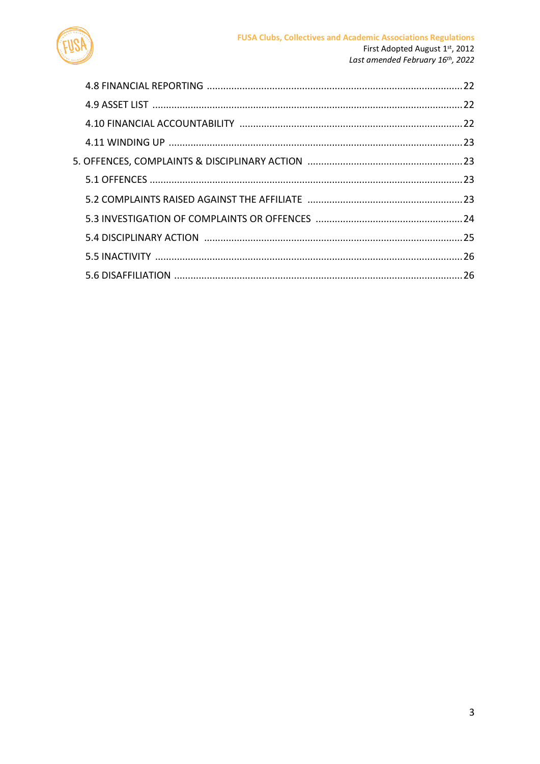4.8 FINANCIAL REPORTING ....................................................................................................22

4.9 ASSET LIST ....................................................................................................................22

4.10 FINANCIAL ACCOUNTABILITY ......................................................................................22

4.11 WINDING UP ................................................................................................................23

5. OFFENCES, COMPLAINTS & DISCIPLINARY ACTION ...........................................................23

5.1 OFFENCES .....................................................................................................................23

5.2 COMPLAINTS RAISED AGAINST THE AFFILIATE ...............................................................23

5.3 INVESTIGATION OF COMPLAINTS OR OFFENCES ............................................................24

5.4 DISCIPLINARY ACTION ...................................................................................................25

5.5 INACTIVITY ...................................................................................................................26

5.6 DISAFFILIATION .............................................................................................................26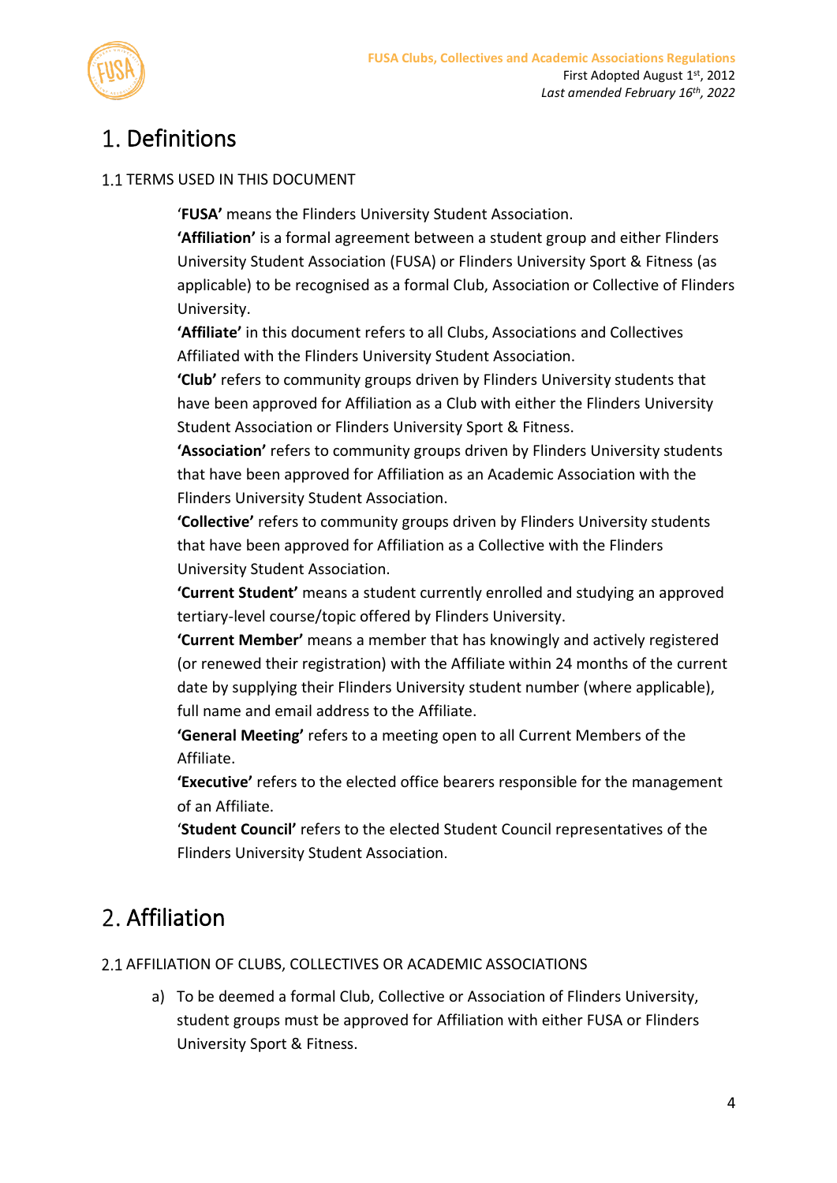# 1. Definitions

## 1.1 TERMS USED IN THIS DOCUMENT

'**FUSA'** means the Flinders University Student Association.

**'Affiliation'** is a formal agreement between a student group and either Flinders University Student Association (FUSA) or Flinders University Sport & Fitness (as applicable) to be recognised as a formal Club, Association or Collective of Flinders University.

**'Affiliate'** in this document refers to all Clubs, Associations and Collectives Affiliated with the Flinders University Student Association.

**'Club'** refers to community groups driven by Flinders University students that have been approved for Affiliation as a Club with either the Flinders University Student Association or Flinders University Sport & Fitness.

**'Association'** refers to community groups driven by Flinders University students that have been approved for Affiliation as an Academic Association with the Flinders University Student Association.

**'Collective'** refers to community groups driven by Flinders University students that have been approved for Affiliation as a Collective with the Flinders University Student Association.

**'Current Student'** means a student currently enrolled and studying an approved tertiary-level course/topic offered by Flinders University.

**'Current Member'** means a member that has knowingly and actively registered (or renewed their registration) with the Affiliate within 24 months of the current date by supplying their Flinders University student number (where applicable), full name and email address to the Affiliate.

**'General Meeting'** refers to a meeting open to all Current Members of the Affiliate.

**'Executive'** refers to the elected office bearers responsible for the management of an Affiliate.

'**Student Council'** refers to the elected Student Council representatives of the Flinders University Student Association.

# 2. Affiliation

## 2.1 AFFILIATION OF CLUBS, COLLECTIVES OR ACADEMIC ASSOCIATIONS

a) To be deemed a formal Club, Collective or Association of Flinders University, student groups must be approved for Affiliation with either FUSA or Flinders University Sport & Fitness.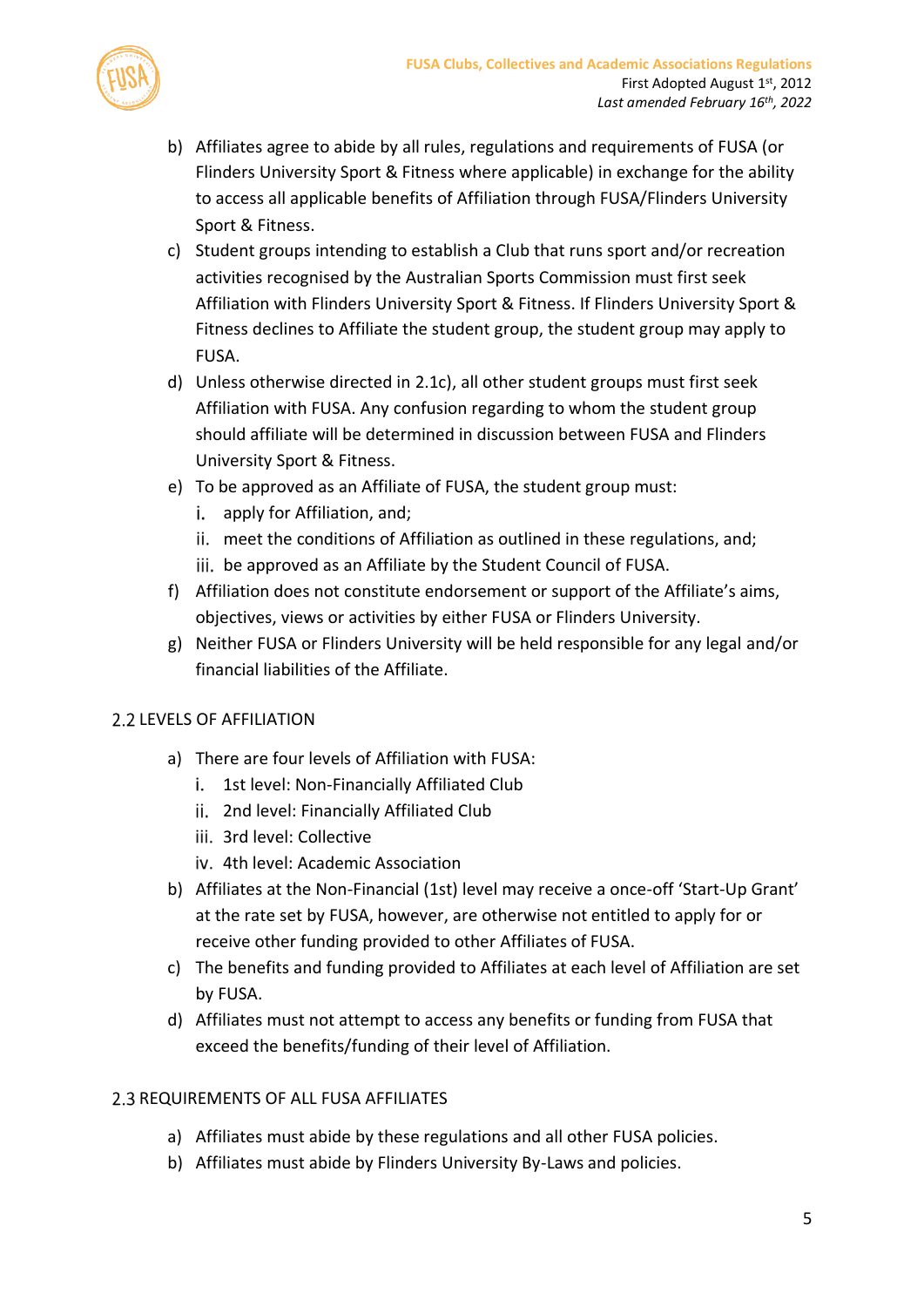b) Affiliates agree to abide by all rules, regulations and requirements of FUSA (or Flinders University Sport & Fitness where applicable) in exchange for the ability to access all applicable benefits of Affiliation through FUSA/Flinders University Sport & Fitness.

c) Student groups intending to establish a Club that runs sport and/or recreation activities recognised by the Australian Sports Commission must first seek Affiliation with Flinders University Sport & Fitness. If Flinders University Sport & Fitness declines to Affiliate the student group, the student group may apply to FUSA.

d) Unless otherwise directed in 2.1c), all other student groups must first seek Affiliation with FUSA. Any confusion regarding to whom the student group should affiliate will be determined in discussion between FUSA and Flinders University Sport & Fitness.

e) To be approved as an Affiliate of FUSA, the student group must:
   i. apply for Affiliation, and;
   ii. meet the conditions of Affiliation as outlined in these regulations, and;
   iii. be approved as an Affiliate by the Student Council of FUSA.

f) Affiliation does not constitute endorsement or support of the Affiliate's aims, objectives, views or activities by either FUSA or Flinders University.

g) Neither FUSA or Flinders University will be held responsible for any legal and/or financial liabilities of the Affiliate.

## 2.2 LEVELS OF AFFILIATION

a) There are four levels of Affiliation with FUSA:
   i. 1st level: Non-Financially Affiliated Club
   ii. 2nd level: Financially Affiliated Club
   iii. 3rd level: Collective
   iv. 4th level: Academic Association

b) Affiliates at the Non-Financial (1st) level may receive a once-off 'Start-Up Grant' at the rate set by FUSA, however, are otherwise not entitled to apply for or receive other funding provided to other Affiliates of FUSA.

c) The benefits and funding provided to Affiliates at each level of Affiliation are set by FUSA.

d) Affiliates must not attempt to access any benefits or funding from FUSA that exceed the benefits/funding of their level of Affiliation.

## 2.3 REQUIREMENTS OF ALL FUSA AFFILIATES

a) Affiliates must abide by these regulations and all other FUSA policies.

b) Affiliates must abide by Flinders University By-Laws and policies.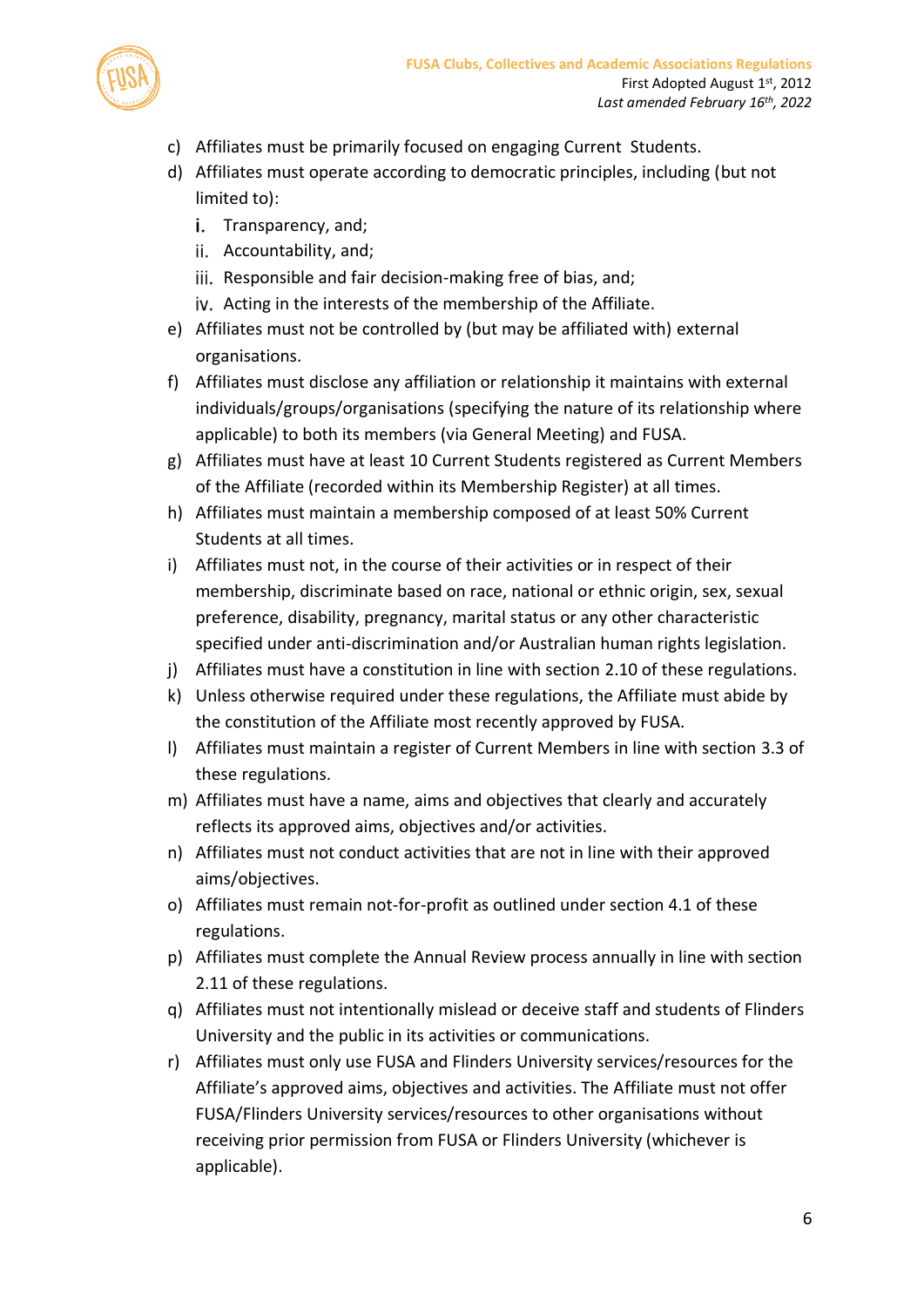c) Affiliates must be primarily focused on engaging Current Students.
d) Affiliates must operate according to democratic principles, including (but not limited to):
    i. Transparency, and;
    ii. Accountability, and;
    iii. Responsible and fair decision-making free of bias, and;
    iv. Acting in the interests of the membership of the Affiliate.
e) Affiliates must not be controlled by (but may be affiliated with) external organisations.
f) Affiliates must disclose any affiliation or relationship it maintains with external individuals/groups/organisations (specifying the nature of its relationship where applicable) to both its members (via General Meeting) and FUSA.
g) Affiliates must have at least 10 Current Students registered as Current Members of the Affiliate (recorded within its Membership Register) at all times.
h) Affiliates must maintain a membership composed of at least 50% Current Students at all times.
i) Affiliates must not, in the course of their activities or in respect of their membership, discriminate based on race, national or ethnic origin, sex, sexual preference, disability, pregnancy, marital status or any other characteristic specified under anti-discrimination and/or Australian human rights legislation.
j) Affiliates must have a constitution in line with section 2.10 of these regulations.
k) Unless otherwise required under these regulations, the Affiliate must abide by the constitution of the Affiliate most recently approved by FUSA.
l) Affiliates must maintain a register of Current Members in line with section 3.3 of these regulations.
m) Affiliates must have a name, aims and objectives that clearly and accurately reflects its approved aims, objectives and/or activities.
n) Affiliates must not conduct activities that are not in line with their approved aims/objectives.
o) Affiliates must remain not-for-profit as outlined under section 4.1 of these regulations.
p) Affiliates must complete the Annual Review process annually in line with section 2.11 of these regulations.
q) Affiliates must not intentionally mislead or deceive staff and students of Flinders University and the public in its activities or communications.
r) Affiliates must only use FUSA and Flinders University services/resources for the Affiliate's approved aims, objectives and activities. The Affiliate must not offer FUSA/Flinders University services/resources to other organisations without receiving prior permission from FUSA or Flinders University (whichever is applicable).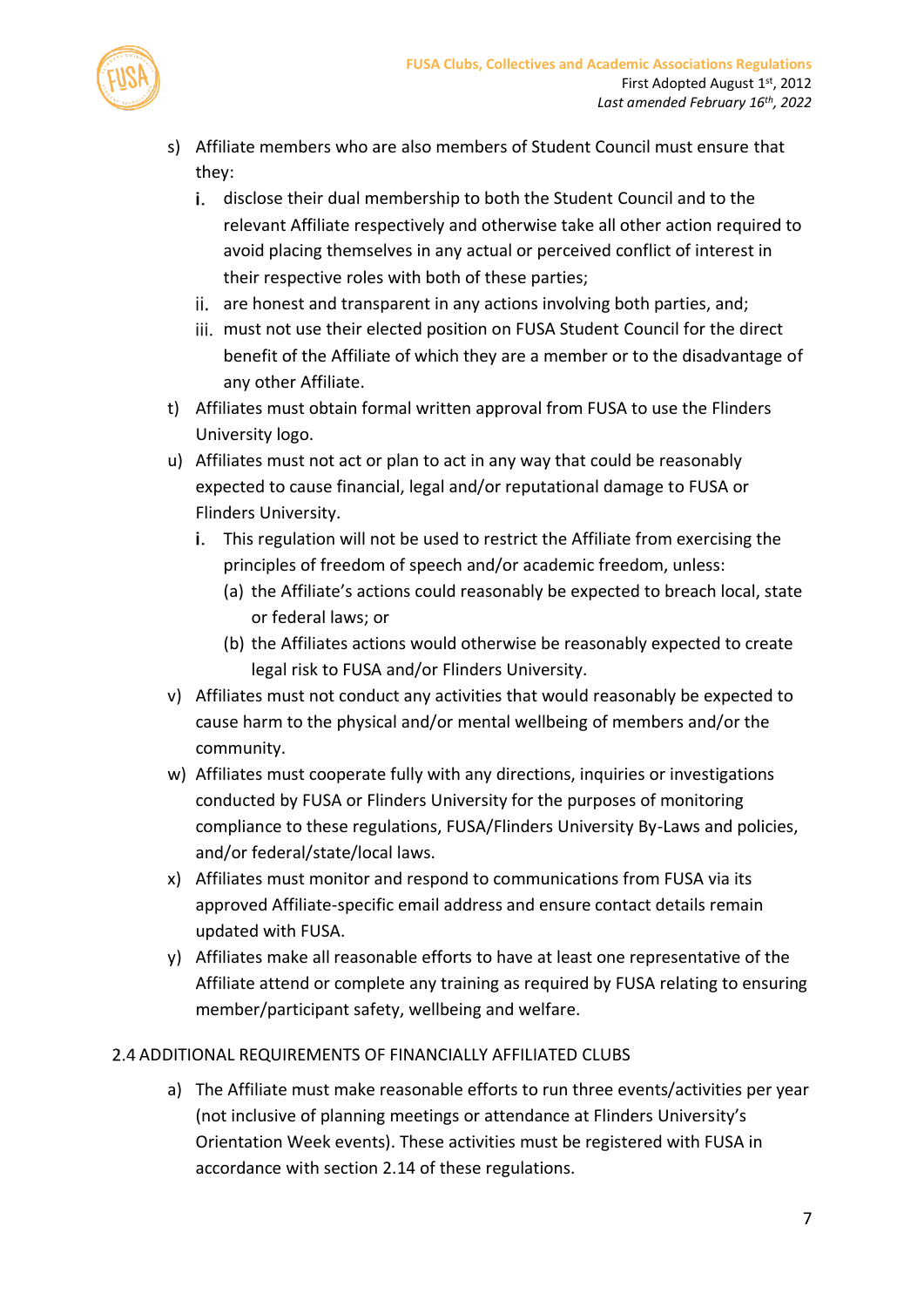s) Affiliate members who are also members of Student Council must ensure that they:
   i. disclose their dual membership to both the Student Council and to the relevant Affiliate respectively and otherwise take all other action required to avoid placing themselves in any actual or perceived conflict of interest in their respective roles with both of these parties;
   ii. are honest and transparent in any actions involving both parties, and;
   iii. must not use their elected position on FUSA Student Council for the direct benefit of the Affiliate of which they are a member or to the disadvantage of any other Affiliate.
t) Affiliates must obtain formal written approval from FUSA to use the Flinders University logo.
u) Affiliates must not act or plan to act in any way that could be reasonably expected to cause financial, legal and/or reputational damage to FUSA or Flinders University.
   i. This regulation will not be used to restrict the Affiliate from exercising the principles of freedom of speech and/or academic freedom, unless:
      (a) the Affiliate's actions could reasonably be expected to breach local, state or federal laws; or
      (b) the Affiliates actions would otherwise be reasonably expected to create legal risk to FUSA and/or Flinders University.
v) Affiliates must not conduct any activities that would reasonably be expected to cause harm to the physical and/or mental wellbeing of members and/or the community.
w) Affiliates must cooperate fully with any directions, inquiries or investigations conducted by FUSA or Flinders University for the purposes of monitoring compliance to these regulations, FUSA/Flinders University By-Laws and policies, and/or federal/state/local laws.
x) Affiliates must monitor and respond to communications from FUSA via its approved Affiliate-specific email address and ensure contact details remain updated with FUSA.
y) Affiliates make all reasonable efforts to have at least one representative of the Affiliate attend or complete any training as required by FUSA relating to ensuring member/participant safety, wellbeing and welfare.

## 2.4 ADDITIONAL REQUIREMENTS OF FINANCIALLY AFFILIATED CLUBS

a) The Affiliate must make reasonable efforts to run three events/activities per year (not inclusive of planning meetings or attendance at Flinders University's Orientation Week events). These activities must be registered with FUSA in accordance with section 2.14 of these regulations.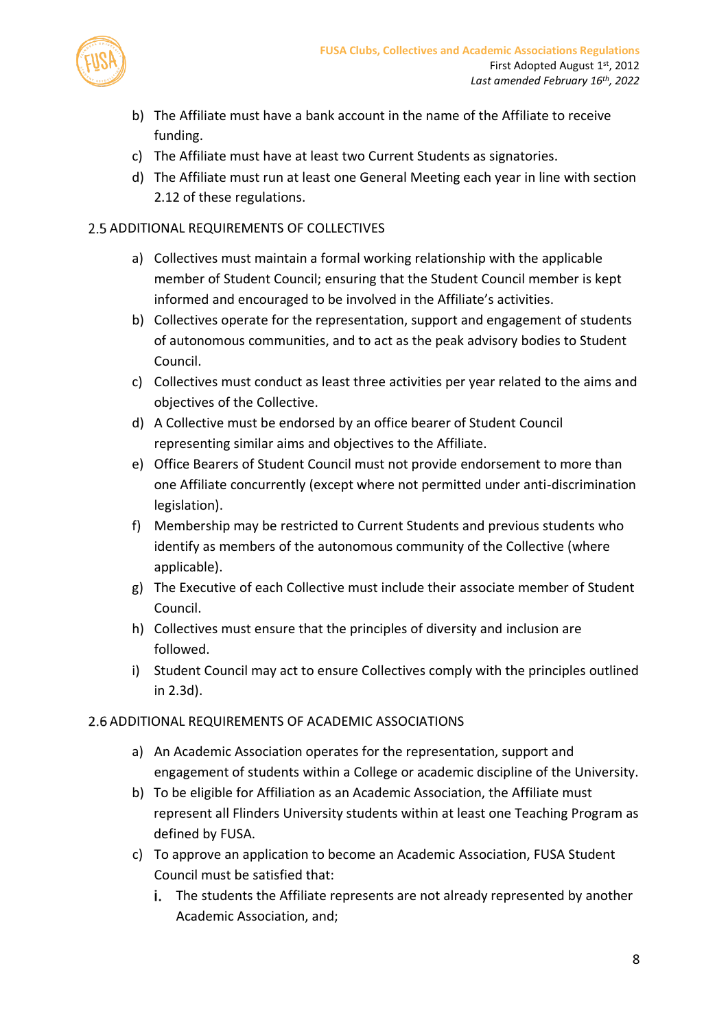b) The Affiliate must have a bank account in the name of the Affiliate to receive funding.
c) The Affiliate must have at least two Current Students as signatories.
d) The Affiliate must run at least one General Meeting each year in line with section 2.12 of these regulations.

## 2.5 ADDITIONAL REQUIREMENTS OF COLLECTIVES

a) Collectives must maintain a formal working relationship with the applicable member of Student Council; ensuring that the Student Council member is kept informed and encouraged to be involved in the Affiliate's activities.
b) Collectives operate for the representation, support and engagement of students of autonomous communities, and to act as the peak advisory bodies to Student Council.
c) Collectives must conduct as least three activities per year related to the aims and objectives of the Collective.
d) A Collective must be endorsed by an office bearer of Student Council representing similar aims and objectives to the Affiliate.
e) Office Bearers of Student Council must not provide endorsement to more than one Affiliate concurrently (except where not permitted under anti-discrimination legislation).
f) Membership may be restricted to Current Students and previous students who identify as members of the autonomous community of the Collective (where applicable).
g) The Executive of each Collective must include their associate member of Student Council.
h) Collectives must ensure that the principles of diversity and inclusion are followed.
i) Student Council may act to ensure Collectives comply with the principles outlined in 2.3d).

## 2.6 ADDITIONAL REQUIREMENTS OF ACADEMIC ASSOCIATIONS

a) An Academic Association operates for the representation, support and engagement of students within a College or academic discipline of the University.
b) To be eligible for Affiliation as an Academic Association, the Affiliate must represent all Flinders University students within at least one Teaching Program as defined by FUSA.
c) To approve an application to become an Academic Association, FUSA Student Council must be satisfied that:
   i. The students the Affiliate represents are not already represented by another Academic Association, and;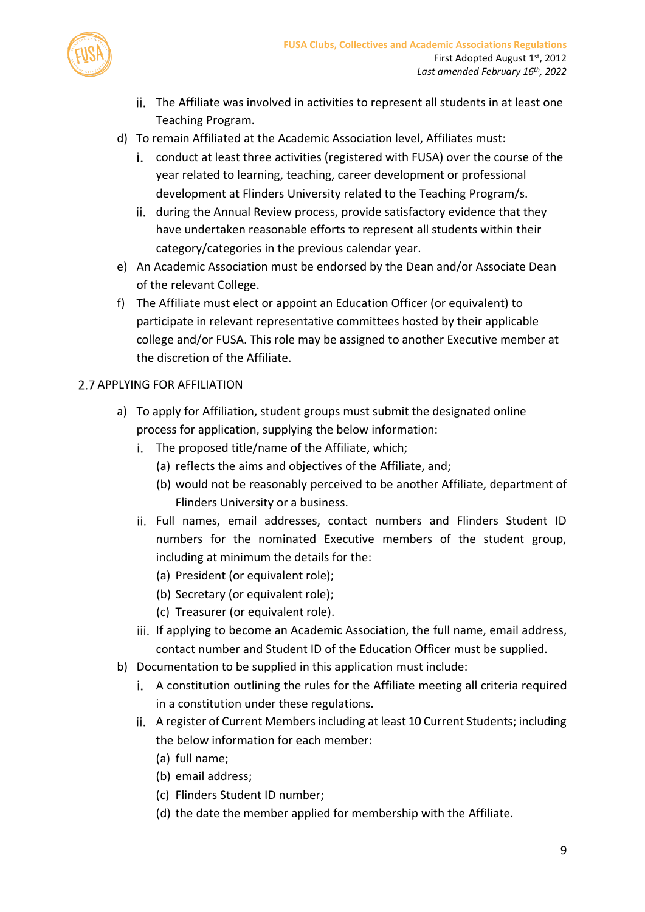ii. The Affiliate was involved in activities to represent all students in at least one Teaching Program.

d) To remain Affiliated at the Academic Association level, Affiliates must:
   i. conduct at least three activities (registered with FUSA) over the course of the year related to learning, teaching, career development or professional development at Flinders University related to the Teaching Program/s.
   ii. during the Annual Review process, provide satisfactory evidence that they have undertaken reasonable efforts to represent all students within their category/categories in the previous calendar year.

e) An Academic Association must be endorsed by the Dean and/or Associate Dean of the relevant College.

f) The Affiliate must elect or appoint an Education Officer (or equivalent) to participate in relevant representative committees hosted by their applicable college and/or FUSA. This role may be assigned to another Executive member at the discretion of the Affiliate.

## 2.7 APPLYING FOR AFFILIATION

a) To apply for Affiliation, student groups must submit the designated online process for application, supplying the below information:
   i. The proposed title/name of the Affiliate, which;
      (a) reflects the aims and objectives of the Affiliate, and;
      (b) would not be reasonably perceived to be another Affiliate, department of Flinders University or a business.
   ii. Full names, email addresses, contact numbers and Flinders Student ID numbers for the nominated Executive members of the student group, including at minimum the details for the:
      (a) President (or equivalent role);
      (b) Secretary (or equivalent role);
      (c) Treasurer (or equivalent role).
   iii. If applying to become an Academic Association, the full name, email address, contact number and Student ID of the Education Officer must be supplied.

b) Documentation to be supplied in this application must include:
   i. A constitution outlining the rules for the Affiliate meeting all criteria required in a constitution under these regulations.
   ii. A register of Current Members including at least 10 Current Students; including the below information for each member:
      (a) full name;
      (b) email address;
      (c) Flinders Student ID number;
      (d) the date the member applied for membership with the Affiliate.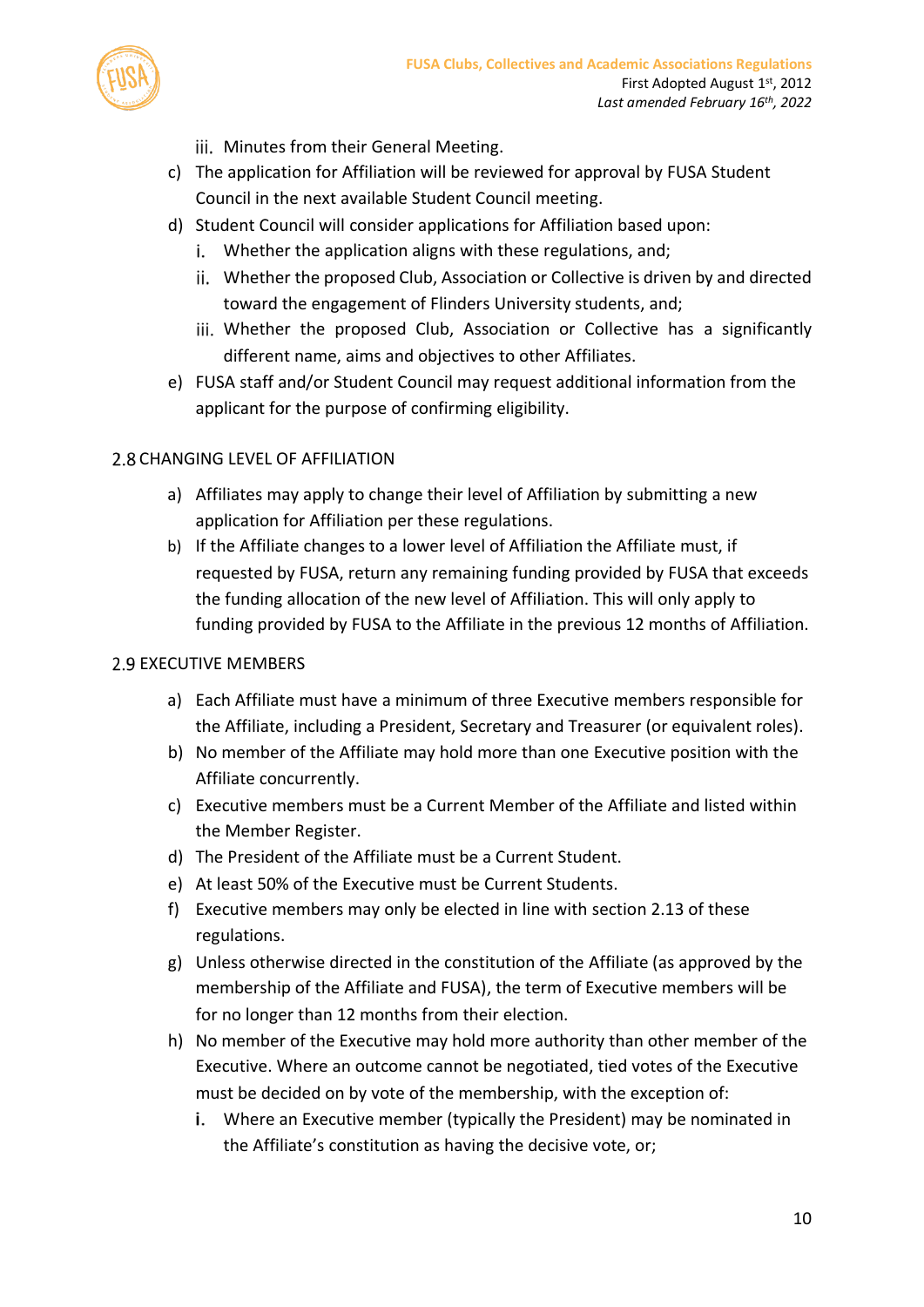iii. Minutes from their General Meeting.

c) The application for Affiliation will be reviewed for approval by FUSA Student Council in the next available Student Council meeting.

d) Student Council will consider applications for Affiliation based upon:
   i. Whether the application aligns with these regulations, and;
   ii. Whether the proposed Club, Association or Collective is driven by and directed toward the engagement of Flinders University students, and;
   iii. Whether the proposed Club, Association or Collective has a significantly different name, aims and objectives to other Affiliates.

e) FUSA staff and/or Student Council may request additional information from the applicant for the purpose of confirming eligibility.

### 2.8 CHANGING LEVEL OF AFFILIATION

a) Affiliates may apply to change their level of Affiliation by submitting a new application for Affiliation per these regulations.

b) If the Affiliate changes to a lower level of Affiliation the Affiliate must, if requested by FUSA, return any remaining funding provided by FUSA that exceeds the funding allocation of the new level of Affiliation. This will only apply to funding provided by FUSA to the Affiliate in the previous 12 months of Affiliation.

### 2.9 EXECUTIVE MEMBERS

a) Each Affiliate must have a minimum of three Executive members responsible for the Affiliate, including a President, Secretary and Treasurer (or equivalent roles).

b) No member of the Affiliate may hold more than one Executive position with the Affiliate concurrently.

c) Executive members must be a Current Member of the Affiliate and listed within the Member Register.

d) The President of the Affiliate must be a Current Student.

e) At least 50% of the Executive must be Current Students.

f) Executive members may only be elected in line with section 2.13 of these regulations.

g) Unless otherwise directed in the constitution of the Affiliate (as approved by the membership of the Affiliate and FUSA), the term of Executive members will be for no longer than 12 months from their election.

h) No member of the Executive may hold more authority than other member of the Executive. Where an outcome cannot be negotiated, tied votes of the Executive must be decided on by vote of the membership, with the exception of:
   i. Where an Executive member (typically the President) may be nominated in the Affiliate's constitution as having the decisive vote, or;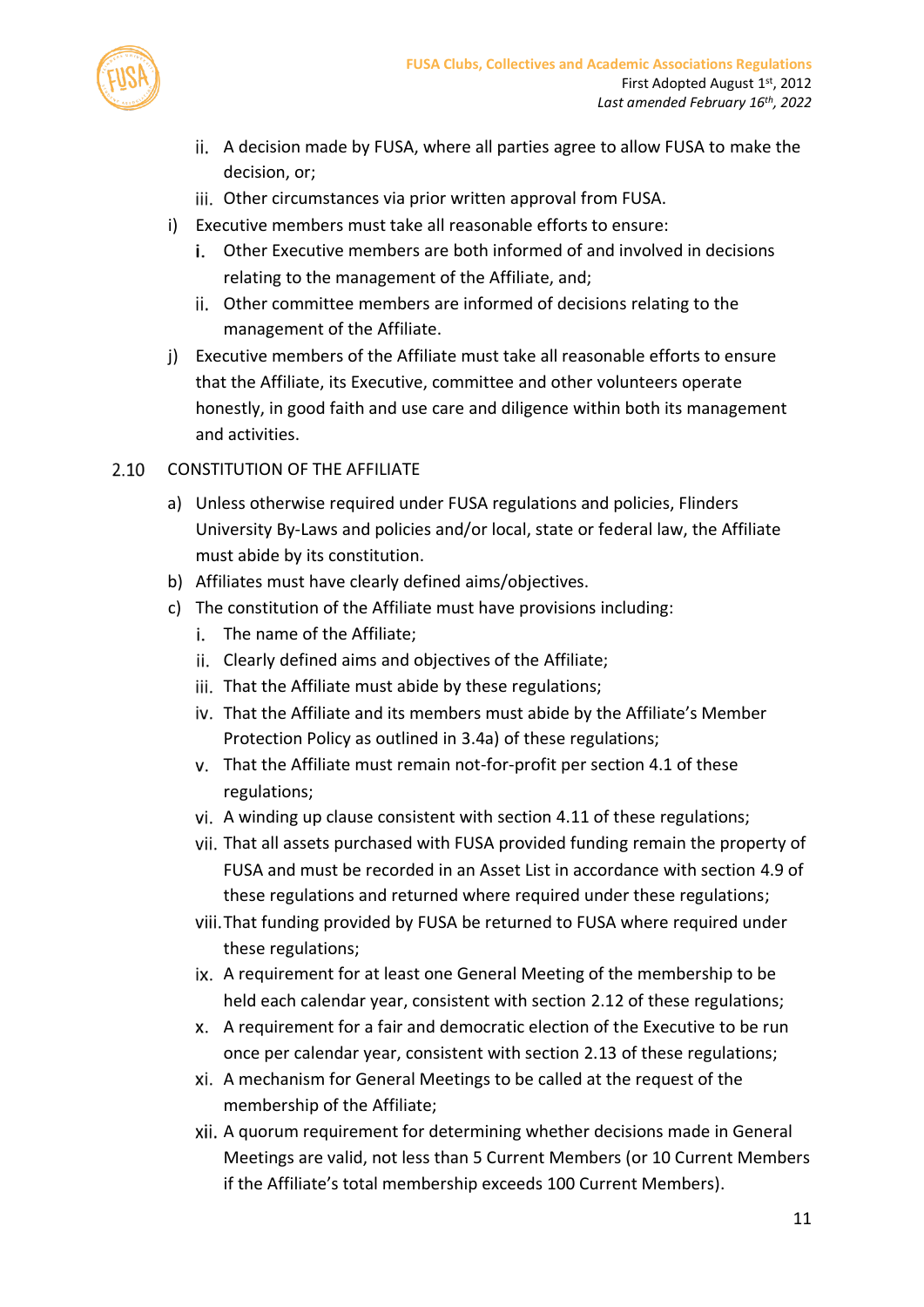ii. A decision made by FUSA, where all parties agree to allow FUSA to make the decision, or;

   iii. Other circumstances via prior written approval from FUSA.

i) Executive members must take all reasonable efforts to ensure:

   i. Other Executive members are both informed of and involved in decisions relating to the management of the Affiliate, and;

   ii. Other committee members are informed of decisions relating to the management of the Affiliate.

j) Executive members of the Affiliate must take all reasonable efforts to ensure that the Affiliate, its Executive, committee and other volunteers operate honestly, in good faith and use care and diligence within both its management and activities.

## 2.10 CONSTITUTION OF THE AFFILIATE

a) Unless otherwise required under FUSA regulations and policies, Flinders University By-Laws and policies and/or local, state or federal law, the Affiliate must abide by its constitution.

b) Affiliates must have clearly defined aims/objectives.

c) The constitution of the Affiliate must have provisions including:

   i. The name of the Affiliate;

   ii. Clearly defined aims and objectives of the Affiliate;

   iii. That the Affiliate must abide by these regulations;

   iv. That the Affiliate and its members must abide by the Affiliate's Member Protection Policy as outlined in 3.4a) of these regulations;

   v. That the Affiliate must remain not-for-profit per section 4.1 of these regulations;

   vi. A winding up clause consistent with section 4.11 of these regulations;

   vii. That all assets purchased with FUSA provided funding remain the property of FUSA and must be recorded in an Asset List in accordance with section 4.9 of these regulations and returned where required under these regulations;

   viii. That funding provided by FUSA be returned to FUSA where required under these regulations;

   ix. A requirement for at least one General Meeting of the membership to be held each calendar year, consistent with section 2.12 of these regulations;

   x. A requirement for a fair and democratic election of the Executive to be run once per calendar year, consistent with section 2.13 of these regulations;

   xi. A mechanism for General Meetings to be called at the request of the membership of the Affiliate;

   xii. A quorum requirement for determining whether decisions made in General Meetings are valid, not less than 5 Current Members (or 10 Current Members if the Affiliate's total membership exceeds 100 Current Members).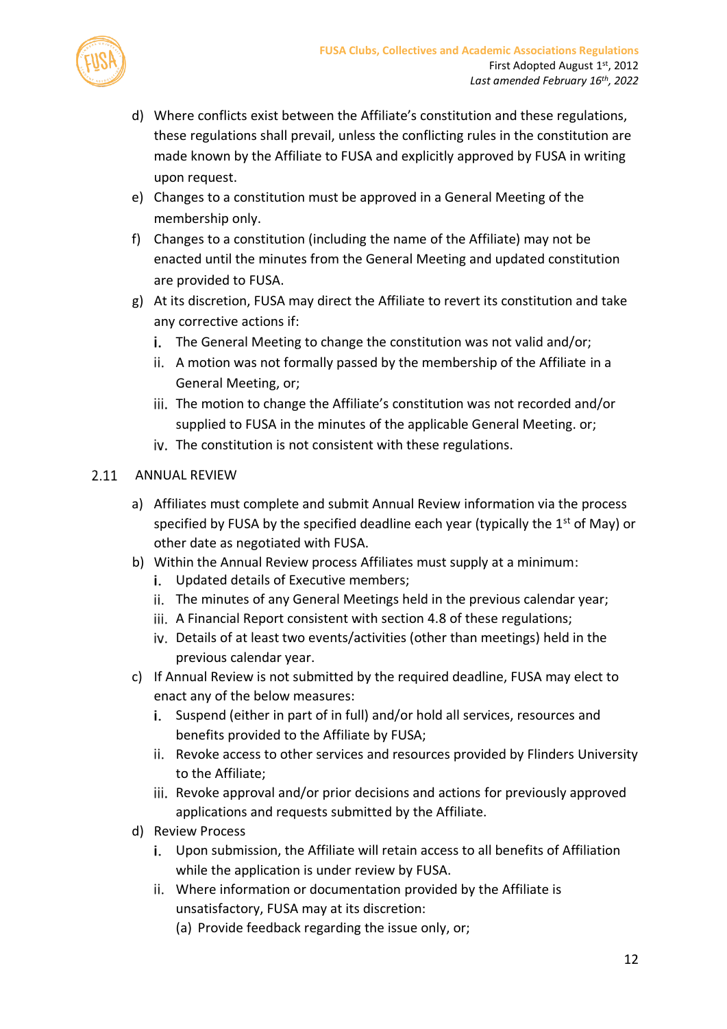d) Where conflicts exist between the Affiliate's constitution and these regulations, these regulations shall prevail, unless the conflicting rules in the constitution are made known by the Affiliate to FUSA and explicitly approved by FUSA in writing upon request.

e) Changes to a constitution must be approved in a General Meeting of the membership only.

f) Changes to a constitution (including the name of the Affiliate) may not be enacted until the minutes from the General Meeting and updated constitution are provided to FUSA.

g) At its discretion, FUSA may direct the Affiliate to revert its constitution and take any corrective actions if:

   i. The General Meeting to change the constitution was not valid and/or;
   ii. A motion was not formally passed by the membership of the Affiliate in a General Meeting, or;
   iii. The motion to change the Affiliate's constitution was not recorded and/or supplied to FUSA in the minutes of the applicable General Meeting. or;
   iv. The constitution is not consistent with these regulations.

## 2.11 ANNUAL REVIEW

a) Affiliates must complete and submit Annual Review information via the process specified by FUSA by the specified deadline each year (typically the 1st of May) or other date as negotiated with FUSA.

b) Within the Annual Review process Affiliates must supply at a minimum:

   i. Updated details of Executive members;
   ii. The minutes of any General Meetings held in the previous calendar year;
   iii. A Financial Report consistent with section 4.8 of these regulations;
   iv. Details of at least two events/activities (other than meetings) held in the previous calendar year.

c) If Annual Review is not submitted by the required deadline, FUSA may elect to enact any of the below measures:

   i. Suspend (either in part of in full) and/or hold all services, resources and benefits provided to the Affiliate by FUSA;
   ii. Revoke access to other services and resources provided by Flinders University to the Affiliate;
   iii. Revoke approval and/or prior decisions and actions for previously approved applications and requests submitted by the Affiliate.

d) Review Process

   i. Upon submission, the Affiliate will retain access to all benefits of Affiliation while the application is under review by FUSA.
   ii. Where information or documentation provided by the Affiliate is unsatisfactory, FUSA may at its discretion:
      (a) Provide feedback regarding the issue only, or;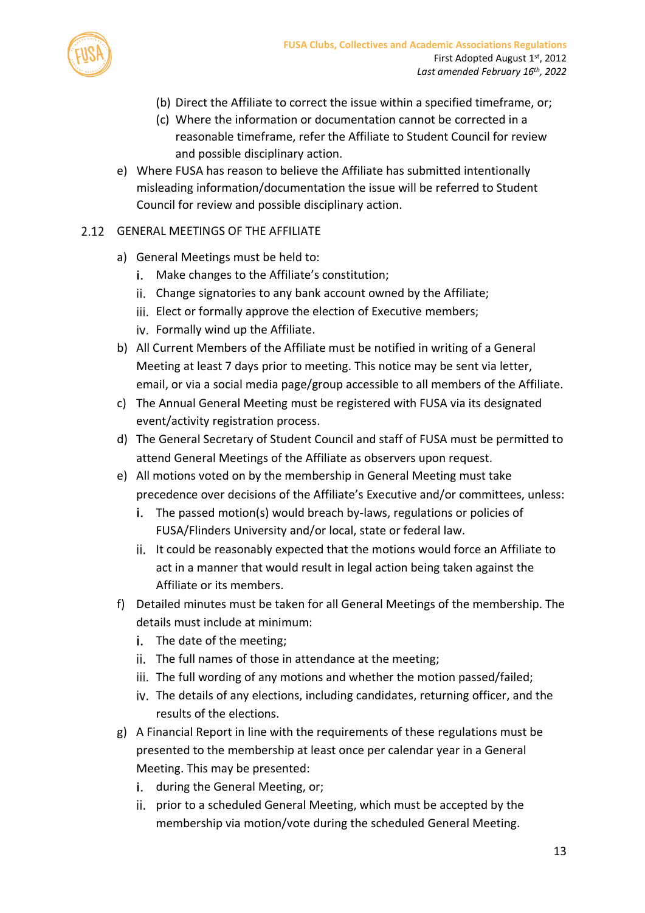- (b) Direct the Affiliate to correct the issue within a specified timeframe, or;
- (c) Where the information or documentation cannot be corrected in a reasonable timeframe, refer the Affiliate to Student Council for review and possible disciplinary action.

e) Where FUSA has reason to believe the Affiliate has submitted intentionally misleading information/documentation the issue will be referred to Student Council for review and possible disciplinary action.

### 2.12 GENERAL MEETINGS OF THE AFFILIATE

a) General Meetings must be held to:
   - i. Make changes to the Affiliate's constitution;
   - ii. Change signatories to any bank account owned by the Affiliate;
   - iii. Elect or formally approve the election of Executive members;
   - iv. Formally wind up the Affiliate.

b) All Current Members of the Affiliate must be notified in writing of a General Meeting at least 7 days prior to meeting. This notice may be sent via letter, email, or via a social media page/group accessible to all members of the Affiliate.

c) The Annual General Meeting must be registered with FUSA via its designated event/activity registration process.

d) The General Secretary of Student Council and staff of FUSA must be permitted to attend General Meetings of the Affiliate as observers upon request.

e) All motions voted on by the membership in General Meeting must take precedence over decisions of the Affiliate's Executive and/or committees, unless:
   - i. The passed motion(s) would breach by-laws, regulations or policies of FUSA/Flinders University and/or local, state or federal law.
   - ii. It could be reasonably expected that the motions would force an Affiliate to act in a manner that would result in legal action being taken against the Affiliate or its members.

f) Detailed minutes must be taken for all General Meetings of the membership. The details must include at minimum:
   - i. The date of the meeting;
   - ii. The full names of those in attendance at the meeting;
   - iii. The full wording of any motions and whether the motion passed/failed;
   - iv. The details of any elections, including candidates, returning officer, and the results of the elections.

g) A Financial Report in line with the requirements of these regulations must be presented to the membership at least once per calendar year in a General Meeting. This may be presented:
   - i. during the General Meeting, or;
   - ii. prior to a scheduled General Meeting, which must be accepted by the membership via motion/vote during the scheduled General Meeting.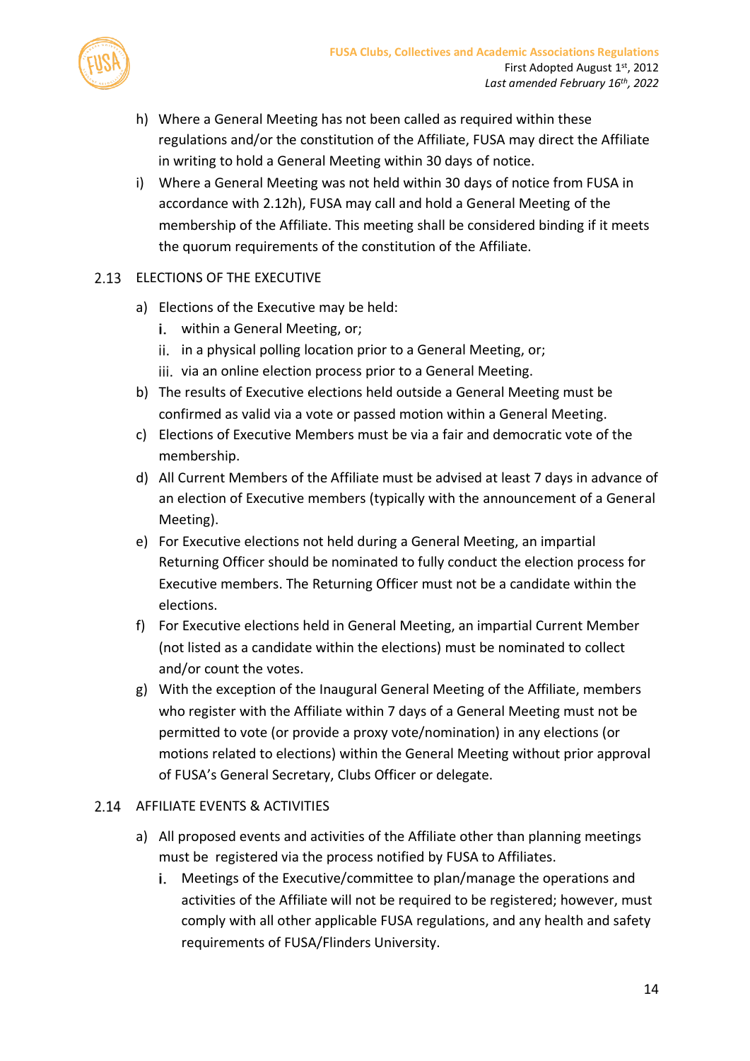h) Where a General Meeting has not been called as required within these regulations and/or the constitution of the Affiliate, FUSA may direct the Affiliate in writing to hold a General Meeting within 30 days of notice.

i) Where a General Meeting was not held within 30 days of notice from FUSA in accordance with 2.12h), FUSA may call and hold a General Meeting of the membership of the Affiliate. This meeting shall be considered binding if it meets the quorum requirements of the constitution of the Affiliate.

## 2.13 ELECTIONS OF THE EXECUTIVE

a) Elections of the Executive may be held:
   - i. within a General Meeting, or;
   - ii. in a physical polling location prior to a General Meeting, or;
   - iii. via an online election process prior to a General Meeting.

b) The results of Executive elections held outside a General Meeting must be confirmed as valid via a vote or passed motion within a General Meeting.

c) Elections of Executive Members must be via a fair and democratic vote of the membership.

d) All Current Members of the Affiliate must be advised at least 7 days in advance of an election of Executive members (typically with the announcement of a General Meeting).

e) For Executive elections not held during a General Meeting, an impartial Returning Officer should be nominated to fully conduct the election process for Executive members. The Returning Officer must not be a candidate within the elections.

f) For Executive elections held in General Meeting, an impartial Current Member (not listed as a candidate within the elections) must be nominated to collect and/or count the votes.

g) With the exception of the Inaugural General Meeting of the Affiliate, members who register with the Affiliate within 7 days of a General Meeting must not be permitted to vote (or provide a proxy vote/nomination) in any elections (or motions related to elections) within the General Meeting without prior approval of FUSA's General Secretary, Clubs Officer or delegate.

## 2.14 AFFILIATE EVENTS & ACTIVITIES

a) All proposed events and activities of the Affiliate other than planning meetings must be registered via the process notified by FUSA to Affiliates.
   - i. Meetings of the Executive/committee to plan/manage the operations and activities of the Affiliate will not be required to be registered; however, must comply with all other applicable FUSA regulations, and any health and safety requirements of FUSA/Flinders University.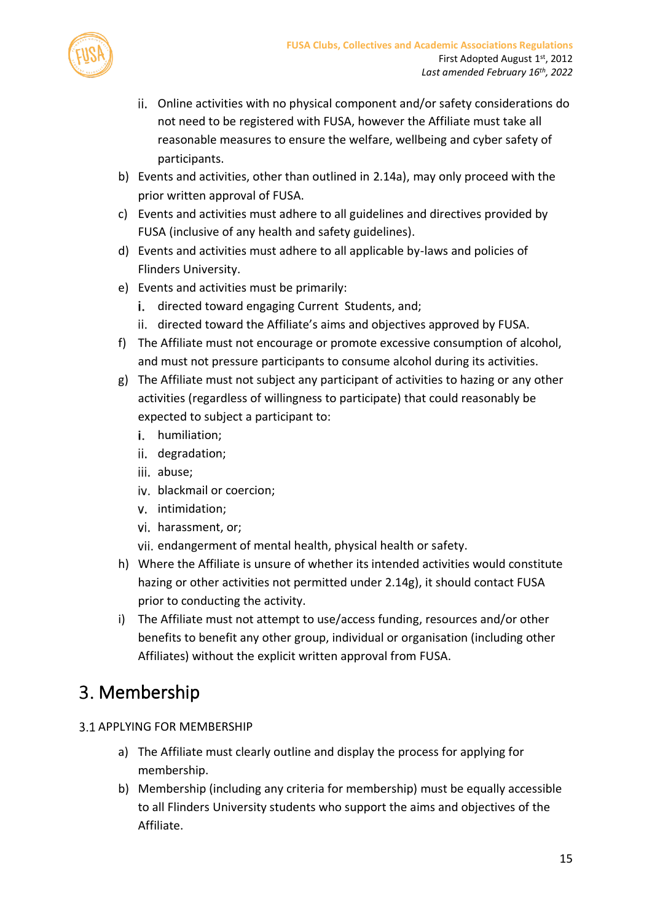ii. Online activities with no physical component and/or safety considerations do not need to be registered with FUSA, however the Affiliate must take all reasonable measures to ensure the welfare, wellbeing and cyber safety of participants.

b) Events and activities, other than outlined in 2.14a), may only proceed with the prior written approval of FUSA.

c) Events and activities must adhere to all guidelines and directives provided by FUSA (inclusive of any health and safety guidelines).

d) Events and activities must adhere to all applicable by-laws and policies of Flinders University.

e) Events and activities must be primarily:
   i. directed toward engaging Current Students, and;
   ii. directed toward the Affiliate's aims and objectives approved by FUSA.

f) The Affiliate must not encourage or promote excessive consumption of alcohol, and must not pressure participants to consume alcohol during its activities.

g) The Affiliate must not subject any participant of activities to hazing or any other activities (regardless of willingness to participate) that could reasonably be expected to subject a participant to:
   i. humiliation;
   ii. degradation;
   iii. abuse;
   iv. blackmail or coercion;
   v. intimidation;
   vi. harassment, or;
   vii. endangerment of mental health, physical health or safety.

h) Where the Affiliate is unsure of whether its intended activities would constitute hazing or other activities not permitted under 2.14g), it should contact FUSA prior to conducting the activity.

i) The Affiliate must not attempt to use/access funding, resources and/or other benefits to benefit any other group, individual or organisation (including other Affiliates) without the explicit written approval from FUSA.

# 3. Membership

## 3.1 APPLYING FOR MEMBERSHIP

a) The Affiliate must clearly outline and display the process for applying for membership.

b) Membership (including any criteria for membership) must be equally accessible to all Flinders University students who support the aims and objectives of the Affiliate.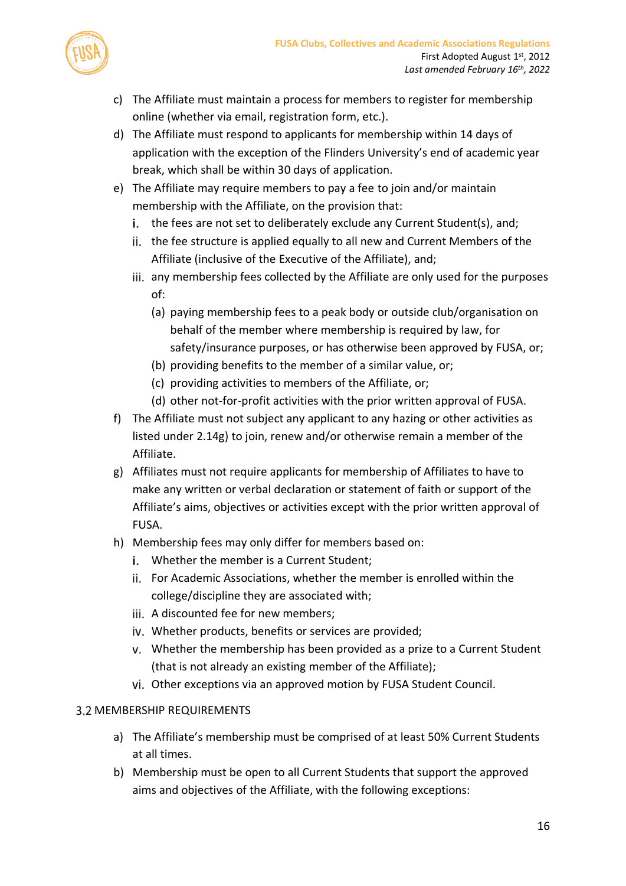c) The Affiliate must maintain a process for members to register for membership online (whether via email, registration form, etc.).

d) The Affiliate must respond to applicants for membership within 14 days of application with the exception of the Flinders University's end of academic year break, which shall be within 30 days of application.

e) The Affiliate may require members to pay a fee to join and/or maintain membership with the Affiliate, on the provision that:

   i. the fees are not set to deliberately exclude any Current Student(s), and;

   ii. the fee structure is applied equally to all new and Current Members of the Affiliate (inclusive of the Executive of the Affiliate), and;

   iii. any membership fees collected by the Affiliate are only used for the purposes of:

      (a) paying membership fees to a peak body or outside club/organisation on behalf of the member where membership is required by law, for safety/insurance purposes, or has otherwise been approved by FUSA, or;

      (b) providing benefits to the member of a similar value, or;

      (c) providing activities to members of the Affiliate, or;

      (d) other not-for-profit activities with the prior written approval of FUSA.

f) The Affiliate must not subject any applicant to any hazing or other activities as listed under 2.14g) to join, renew and/or otherwise remain a member of the Affiliate.

g) Affiliates must not require applicants for membership of Affiliates to have to make any written or verbal declaration or statement of faith or support of the Affiliate's aims, objectives or activities except with the prior written approval of FUSA.

h) Membership fees may only differ for members based on:

   i. Whether the member is a Current Student;

   ii. For Academic Associations, whether the member is enrolled within the college/discipline they are associated with;

   iii. A discounted fee for new members;

   iv. Whether products, benefits or services are provided;

   v. Whether the membership has been provided as a prize to a Current Student (that is not already an existing member of the Affiliate);

   vi. Other exceptions via an approved motion by FUSA Student Council.

## 3.2 MEMBERSHIP REQUIREMENTS

a) The Affiliate's membership must be comprised of at least 50% Current Students at all times.

b) Membership must be open to all Current Students that support the approved aims and objectives of the Affiliate, with the following exceptions: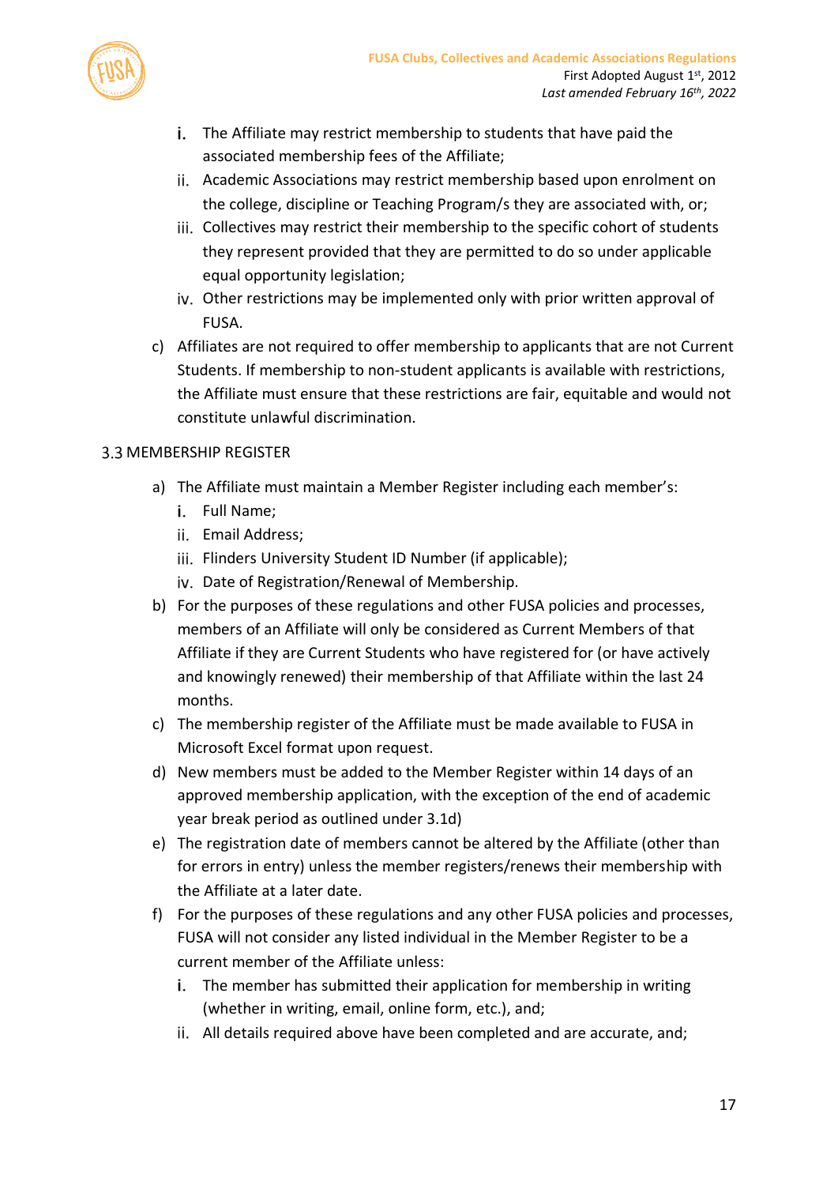i. The Affiliate may restrict membership to students that have paid the associated membership fees of the Affiliate;
ii. Academic Associations may restrict membership based upon enrolment on the college, discipline or Teaching Program/s they are associated with, or;
iii. Collectives may restrict their membership to the specific cohort of students they represent provided that they are permitted to do so under applicable equal opportunity legislation;
iv. Other restrictions may be implemented only with prior written approval of FUSA.

c) Affiliates are not required to offer membership to applicants that are not Current Students. If membership to non-student applicants is available with restrictions, the Affiliate must ensure that these restrictions are fair, equitable and would not constitute unlawful discrimination.

### 3.3 MEMBERSHIP REGISTER

a) The Affiliate must maintain a Member Register including each member's:
   i. Full Name;
   ii. Email Address;
   iii. Flinders University Student ID Number (if applicable);
   iv. Date of Registration/Renewal of Membership.

b) For the purposes of these regulations and other FUSA policies and processes, members of an Affiliate will only be considered as Current Members of that Affiliate if they are Current Students who have registered for (or have actively and knowingly renewed) their membership of that Affiliate within the last 24 months.

c) The membership register of the Affiliate must be made available to FUSA in Microsoft Excel format upon request.

d) New members must be added to the Member Register within 14 days of an approved membership application, with the exception of the end of academic year break period as outlined under 3.1d)

e) The registration date of members cannot be altered by the Affiliate (other than for errors in entry) unless the member registers/renews their membership with the Affiliate at a later date.

f) For the purposes of these regulations and any other FUSA policies and processes, FUSA will not consider any listed individual in the Member Register to be a current member of the Affiliate unless:
   i. The member has submitted their application for membership in writing (whether in writing, email, online form, etc.), and;
   ii. All details required above have been completed and are accurate, and;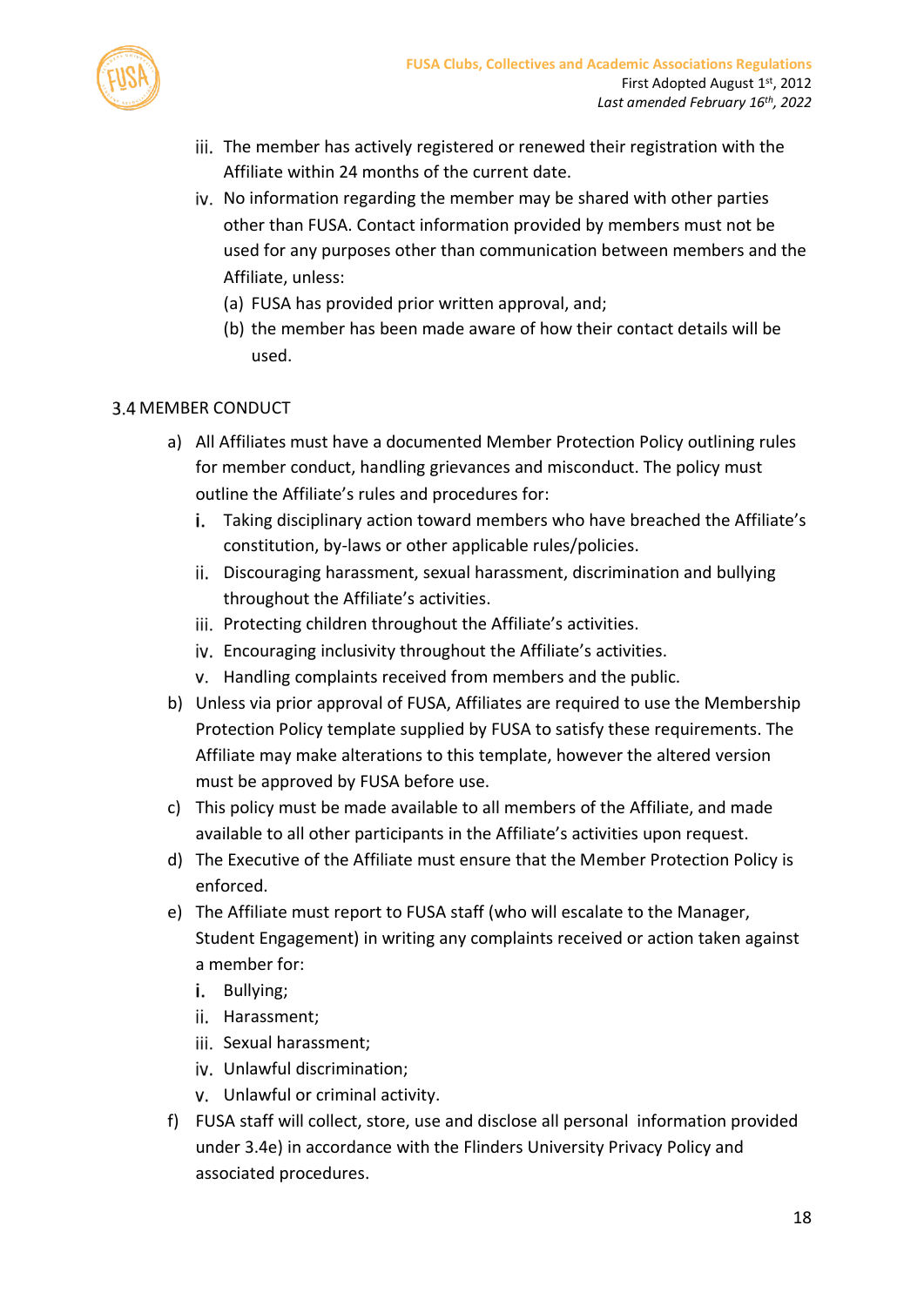iii. The member has actively registered or renewed their registration with the Affiliate within 24 months of the current date.

iv. No information regarding the member may be shared with other parties other than FUSA. Contact information provided by members must not be used for any purposes other than communication between members and the Affiliate, unless:

   (a) FUSA has provided prior written approval, and;

   (b) the member has been made aware of how their contact details will be used.

### 3.4 MEMBER CONDUCT

a) All Affiliates must have a documented Member Protection Policy outlining rules for member conduct, handling grievances and misconduct. The policy must outline the Affiliate's rules and procedures for:

   i. Taking disciplinary action toward members who have breached the Affiliate's constitution, by-laws or other applicable rules/policies.

   ii. Discouraging harassment, sexual harassment, discrimination and bullying throughout the Affiliate's activities.

   iii. Protecting children throughout the Affiliate's activities.

   iv. Encouraging inclusivity throughout the Affiliate's activities.

   v. Handling complaints received from members and the public.

b) Unless via prior approval of FUSA, Affiliates are required to use the Membership Protection Policy template supplied by FUSA to satisfy these requirements. The Affiliate may make alterations to this template, however the altered version must be approved by FUSA before use.

c) This policy must be made available to all members of the Affiliate, and made available to all other participants in the Affiliate's activities upon request.

d) The Executive of the Affiliate must ensure that the Member Protection Policy is enforced.

e) The Affiliate must report to FUSA staff (who will escalate to the Manager, Student Engagement) in writing any complaints received or action taken against a member for:

   i. Bullying;

   ii. Harassment;

   iii. Sexual harassment;

   iv. Unlawful discrimination;

   v. Unlawful or criminal activity.

f) FUSA staff will collect, store, use and disclose all personal information provided under 3.4e) in accordance with the Flinders University Privacy Policy and associated procedures.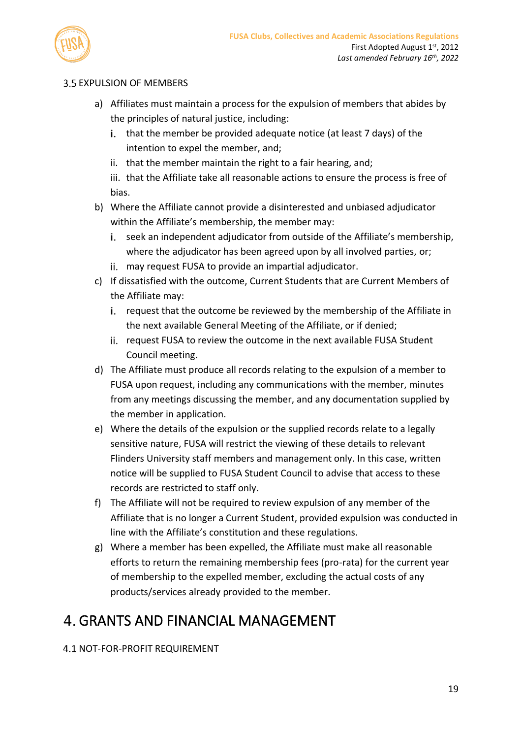### 3.5 EXPULSION OF MEMBERS

a) Affiliates must maintain a process for the expulsion of members that abides by the principles of natural justice, including:
   i. that the member be provided adequate notice (at least 7 days) of the intention to expel the member, and;
   ii. that the member maintain the right to a fair hearing, and;
   iii. that the Affiliate take all reasonable actions to ensure the process is free of bias.

b) Where the Affiliate cannot provide a disinterested and unbiased adjudicator within the Affiliate's membership, the member may:
   i. seek an independent adjudicator from outside of the Affiliate's membership, where the adjudicator has been agreed upon by all involved parties, or;
   ii. may request FUSA to provide an impartial adjudicator.

c) If dissatisfied with the outcome, Current Students that are Current Members of the Affiliate may:
   i. request that the outcome be reviewed by the membership of the Affiliate in the next available General Meeting of the Affiliate, or if denied;
   ii. request FUSA to review the outcome in the next available FUSA Student Council meeting.

d) The Affiliate must produce all records relating to the expulsion of a member to FUSA upon request, including any communications with the member, minutes from any meetings discussing the member, and any documentation supplied by the member in application.

e) Where the details of the expulsion or the supplied records relate to a legally sensitive nature, FUSA will restrict the viewing of these details to relevant Flinders University staff members and management only. In this case, written notice will be supplied to FUSA Student Council to advise that access to these records are restricted to staff only.

f) The Affiliate will not be required to review expulsion of any member of the Affiliate that is no longer a Current Student, provided expulsion was conducted in line with the Affiliate's constitution and these regulations.

g) Where a member has been expelled, the Affiliate must make all reasonable efforts to return the remaining membership fees (pro-rata) for the current year of membership to the expelled member, excluding the actual costs of any products/services already provided to the member.

# 4. GRANTS AND FINANCIAL MANAGEMENT

### 4.1 NOT-FOR-PROFIT REQUIREMENT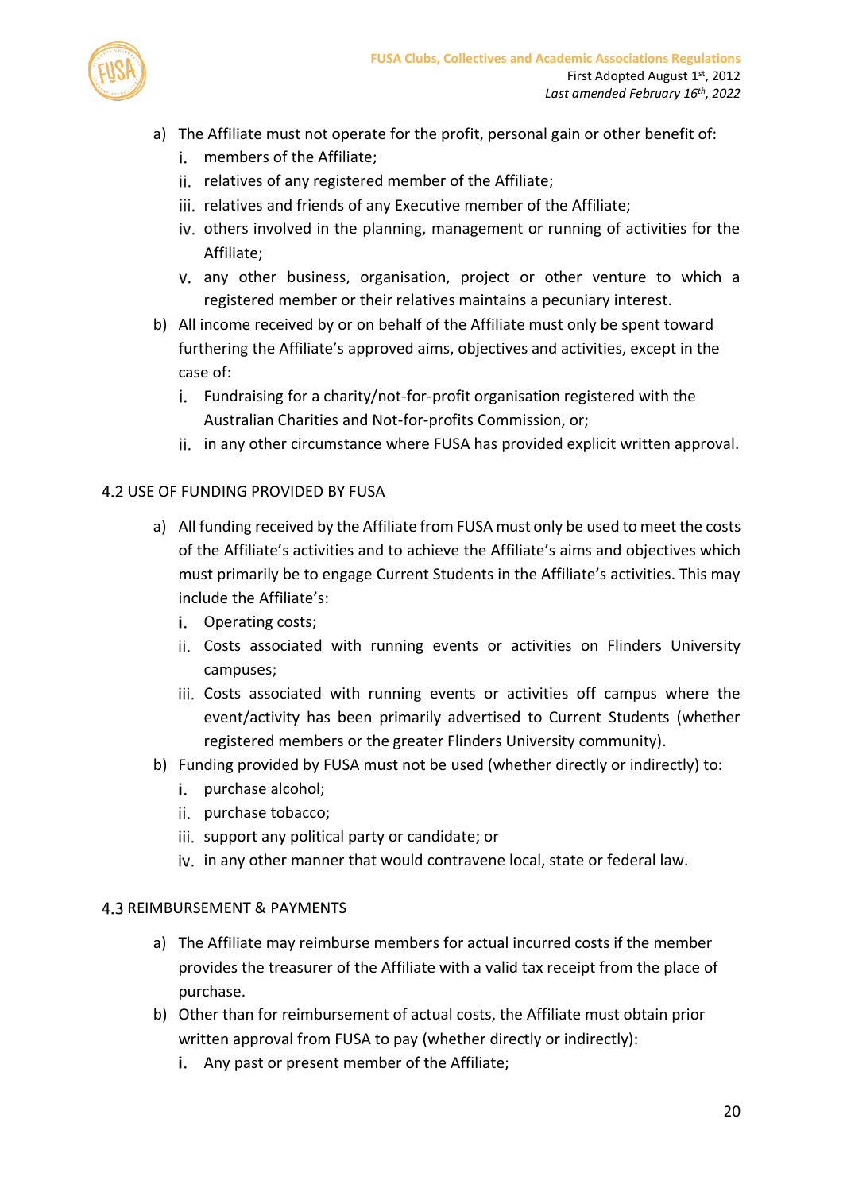a) The Affiliate must not operate for the profit, personal gain or other benefit of:
   i. members of the Affiliate;
   ii. relatives of any registered member of the Affiliate;
   iii. relatives and friends of any Executive member of the Affiliate;
   iv. others involved in the planning, management or running of activities for the Affiliate;
   v. any other business, organisation, project or other venture to which a registered member or their relatives maintains a pecuniary interest.
b) All income received by or on behalf of the Affiliate must only be spent toward furthering the Affiliate's approved aims, objectives and activities, except in the case of:
   i. Fundraising for a charity/not-for-profit organisation registered with the Australian Charities and Not-for-profits Commission, or;
   ii. in any other circumstance where FUSA has provided explicit written approval.

### 4.2 USE OF FUNDING PROVIDED BY FUSA

a) All funding received by the Affiliate from FUSA must only be used to meet the costs of the Affiliate's activities and to achieve the Affiliate's aims and objectives which must primarily be to engage Current Students in the Affiliate's activities. This may include the Affiliate's:
   i. Operating costs;
   ii. Costs associated with running events or activities on Flinders University campuses;
   iii. Costs associated with running events or activities off campus where the event/activity has been primarily advertised to Current Students (whether registered members or the greater Flinders University community).
b) Funding provided by FUSA must not be used (whether directly or indirectly) to:
   i. purchase alcohol;
   ii. purchase tobacco;
   iii. support any political party or candidate; or
   iv. in any other manner that would contravene local, state or federal law.

### 4.3 REIMBURSEMENT & PAYMENTS

a) The Affiliate may reimburse members for actual incurred costs if the member provides the treasurer of the Affiliate with a valid tax receipt from the place of purchase.
b) Other than for reimbursement of actual costs, the Affiliate must obtain prior written approval from FUSA to pay (whether directly or indirectly):
   i. Any past or present member of the Affiliate;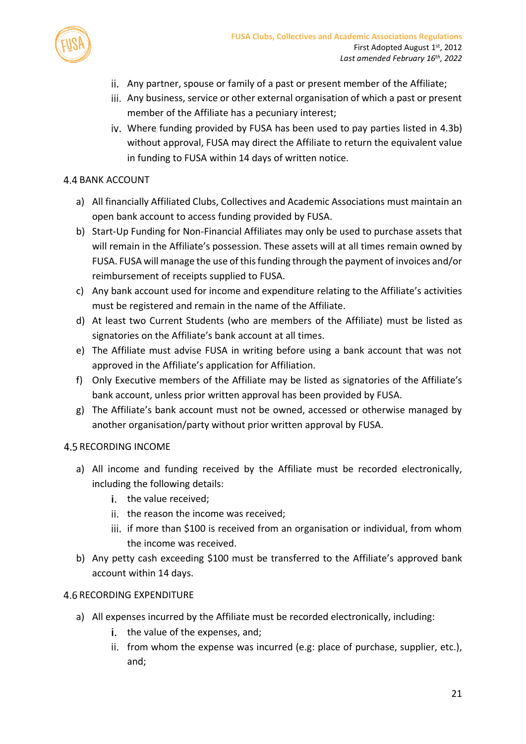ii. Any partner, spouse or family of a past or present member of the Affiliate;
iii. Any business, service or other external organisation of which a past or present member of the Affiliate has a pecuniary interest;
iv. Where funding provided by FUSA has been used to pay parties listed in 4.3b) without approval, FUSA may direct the Affiliate to return the equivalent value in funding to FUSA within 14 days of written notice.

### 4.4 BANK ACCOUNT

a) All financially Affiliated Clubs, Collectives and Academic Associations must maintain an open bank account to access funding provided by FUSA.
b) Start-Up Funding for Non-Financial Affiliates may only be used to purchase assets that will remain in the Affiliate's possession. These assets will at all times remain owned by FUSA. FUSA will manage the use of this funding through the payment of invoices and/or reimbursement of receipts supplied to FUSA.
c) Any bank account used for income and expenditure relating to the Affiliate's activities must be registered and remain in the name of the Affiliate.
d) At least two Current Students (who are members of the Affiliate) must be listed as signatories on the Affiliate's bank account at all times.
e) The Affiliate must advise FUSA in writing before using a bank account that was not approved in the Affiliate's application for Affiliation.
f) Only Executive members of the Affiliate may be listed as signatories of the Affiliate's bank account, unless prior written approval has been provided by FUSA.
g) The Affiliate's bank account must not be owned, accessed or otherwise managed by another organisation/party without prior written approval by FUSA.

### 4.5 RECORDING INCOME

a) All income and funding received by the Affiliate must be recorded electronically, including the following details:
   i. the value received;
   ii. the reason the income was received;
   iii. if more than $100 is received from an organisation or individual, from whom the income was received.
b) Any petty cash exceeding $100 must be transferred to the Affiliate's approved bank account within 14 days.

### 4.6 RECORDING EXPENDITURE

a) All expenses incurred by the Affiliate must be recorded electronically, including:
   i. the value of the expenses, and;
   ii. from whom the expense was incurred (e.g: place of purchase, supplier, etc.), and;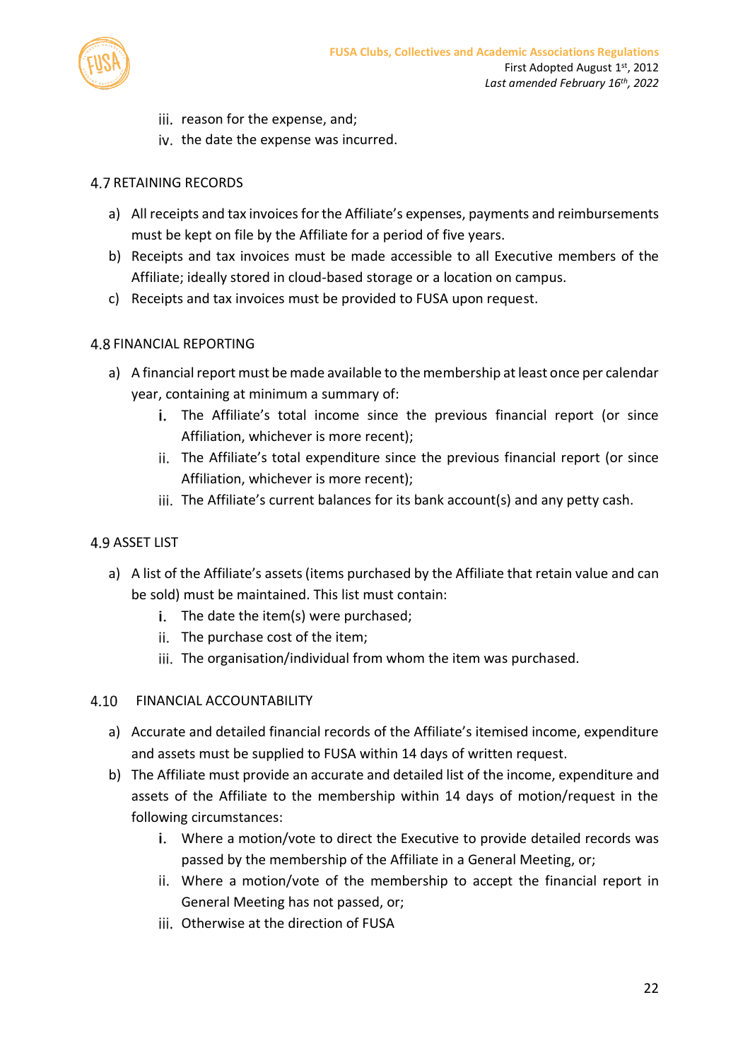iii. reason for the expense, and;
iv. the date the expense was incurred.

### 4.7 RETAINING RECORDS

a) All receipts and tax invoices for the Affiliate's expenses, payments and reimbursements must be kept on file by the Affiliate for a period of five years.
b) Receipts and tax invoices must be made accessible to all Executive members of the Affiliate; ideally stored in cloud-based storage or a location on campus.
c) Receipts and tax invoices must be provided to FUSA upon request.

### 4.8 FINANCIAL REPORTING

a) A financial report must be made available to the membership at least once per calendar year, containing at minimum a summary of:
    i. The Affiliate's total income since the previous financial report (or since Affiliation, whichever is more recent);
    ii. The Affiliate's total expenditure since the previous financial report (or since Affiliation, whichever is more recent);
    iii. The Affiliate's current balances for its bank account(s) and any petty cash.

### 4.9 ASSET LIST

a) A list of the Affiliate's assets (items purchased by the Affiliate that retain value and can be sold) must be maintained. This list must contain:
    i. The date the item(s) were purchased;
    ii. The purchase cost of the item;
    iii. The organisation/individual from whom the item was purchased.

### 4.10 FINANCIAL ACCOUNTABILITY

a) Accurate and detailed financial records of the Affiliate's itemised income, expenditure and assets must be supplied to FUSA within 14 days of written request.
b) The Affiliate must provide an accurate and detailed list of the income, expenditure and assets of the Affiliate to the membership within 14 days of motion/request in the following circumstances:
    i. Where a motion/vote to direct the Executive to provide detailed records was passed by the membership of the Affiliate in a General Meeting, or;
    ii. Where a motion/vote of the membership to accept the financial report in General Meeting has not passed, or;
    iii. Otherwise at the direction of FUSA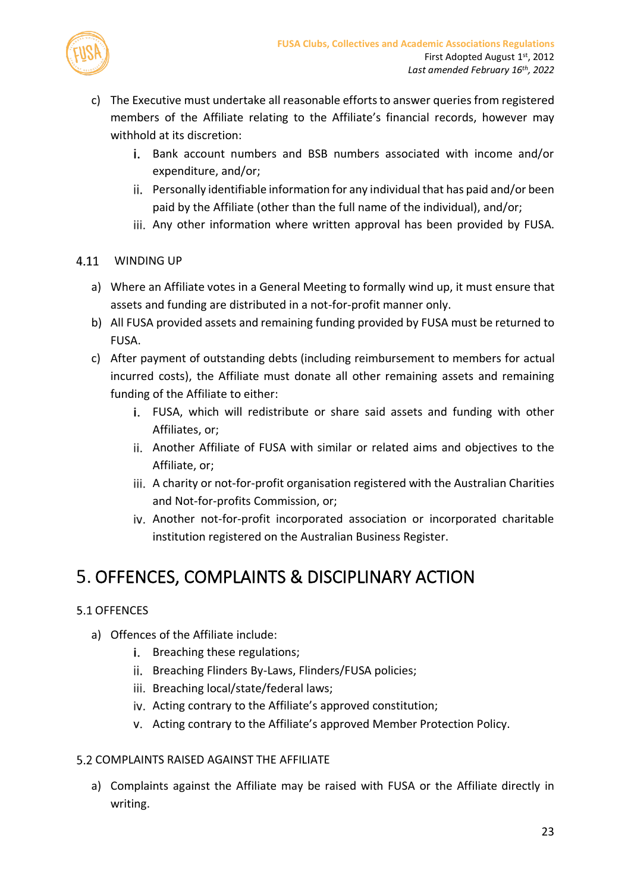c) The Executive must undertake all reasonable efforts to answer queries from registered members of the Affiliate relating to the Affiliate's financial records, however may withhold at its discretion:
   i. Bank account numbers and BSB numbers associated with income and/or expenditure, and/or;
   ii. Personally identifiable information for any individual that has paid and/or been paid by the Affiliate (other than the full name of the individual), and/or;
   iii. Any other information where written approval has been provided by FUSA.

### 4.11 WINDING UP

a) Where an Affiliate votes in a General Meeting to formally wind up, it must ensure that assets and funding are distributed in a not-for-profit manner only.

b) All FUSA provided assets and remaining funding provided by FUSA must be returned to FUSA.

c) After payment of outstanding debts (including reimbursement to members for actual incurred costs), the Affiliate must donate all other remaining assets and remaining funding of the Affiliate to either:
   i. FUSA, which will redistribute or share said assets and funding with other Affiliates, or;
   ii. Another Affiliate of FUSA with similar or related aims and objectives to the Affiliate, or;
   iii. A charity or not-for-profit organisation registered with the Australian Charities and Not-for-profits Commission, or;
   iv. Another not-for-profit incorporated association or incorporated charitable institution registered on the Australian Business Register.

## 5. OFFENCES, COMPLAINTS & DISCIPLINARY ACTION

### 5.1 OFFENCES

a) Offences of the Affiliate include:
   i. Breaching these regulations;
   ii. Breaching Flinders By-Laws, Flinders/FUSA policies;
   iii. Breaching local/state/federal laws;
   iv. Acting contrary to the Affiliate's approved constitution;
   v. Acting contrary to the Affiliate's approved Member Protection Policy.

### 5.2 COMPLAINTS RAISED AGAINST THE AFFILIATE

a) Complaints against the Affiliate may be raised with FUSA or the Affiliate directly in writing.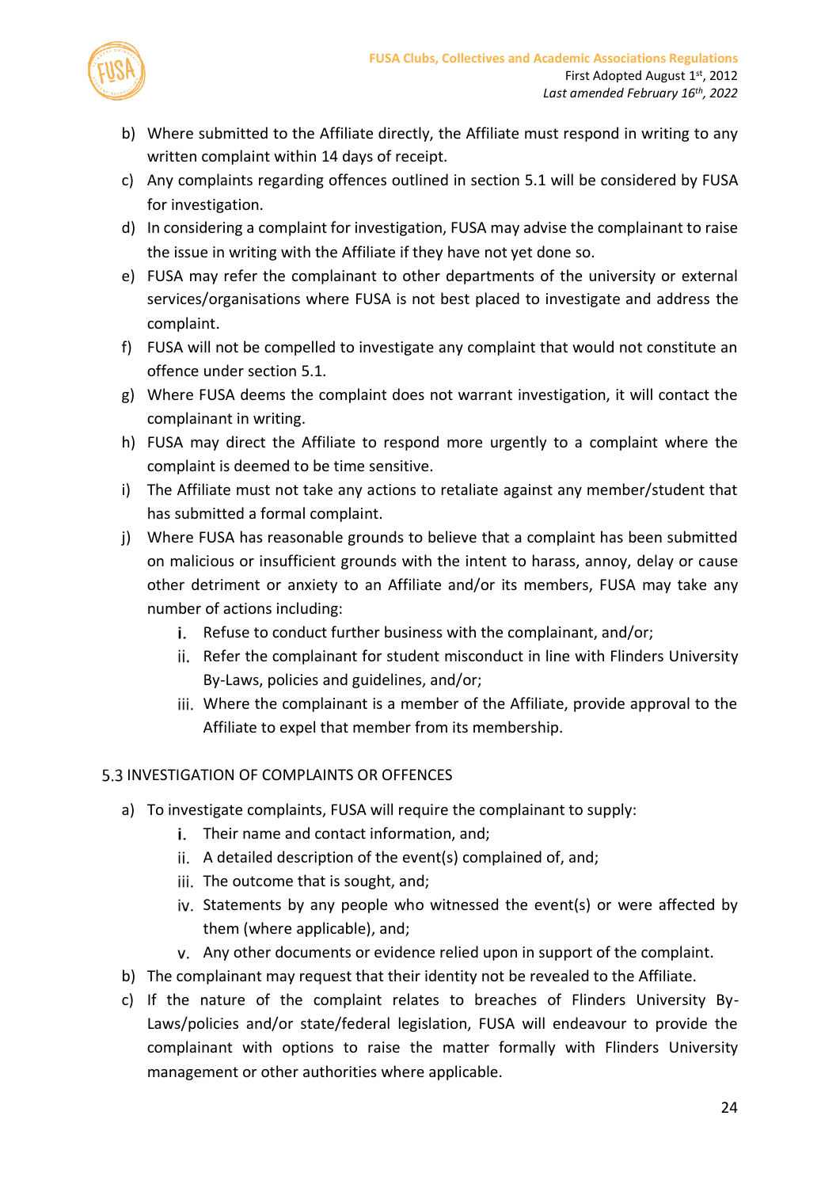b) Where submitted to the Affiliate directly, the Affiliate must respond in writing to any written complaint within 14 days of receipt.

c) Any complaints regarding offences outlined in section 5.1 will be considered by FUSA for investigation.

d) In considering a complaint for investigation, FUSA may advise the complainant to raise the issue in writing with the Affiliate if they have not yet done so.

e) FUSA may refer the complainant to other departments of the university or external services/organisations where FUSA is not best placed to investigate and address the complaint.

f) FUSA will not be compelled to investigate any complaint that would not constitute an offence under section 5.1.

g) Where FUSA deems the complaint does not warrant investigation, it will contact the complainant in writing.

h) FUSA may direct the Affiliate to respond more urgently to a complaint where the complaint is deemed to be time sensitive.

i) The Affiliate must not take any actions to retaliate against any member/student that has submitted a formal complaint.

j) Where FUSA has reasonable grounds to believe that a complaint has been submitted on malicious or insufficient grounds with the intent to harass, annoy, delay or cause other detriment or anxiety to an Affiliate and/or its members, FUSA may take any number of actions including:

    i. Refuse to conduct further business with the complainant, and/or;
    
    ii. Refer the complainant for student misconduct in line with Flinders University By-Laws, policies and guidelines, and/or;
    
    iii. Where the complainant is a member of the Affiliate, provide approval to the Affiliate to expel that member from its membership.

### 5.3 INVESTIGATION OF COMPLAINTS OR OFFENCES

a) To investigate complaints, FUSA will require the complainant to supply:

    i. Their name and contact information, and;
    
    ii. A detailed description of the event(s) complained of, and;
    
    iii. The outcome that is sought, and;
    
    iv. Statements by any people who witnessed the event(s) or were affected by them (where applicable), and;
    
    v. Any other documents or evidence relied upon in support of the complaint.

b) The complainant may request that their identity not be revealed to the Affiliate.

c) If the nature of the complaint relates to breaches of Flinders University By-Laws/policies and/or state/federal legislation, FUSA will endeavour to provide the complainant with options to raise the matter formally with Flinders University management or other authorities where applicable.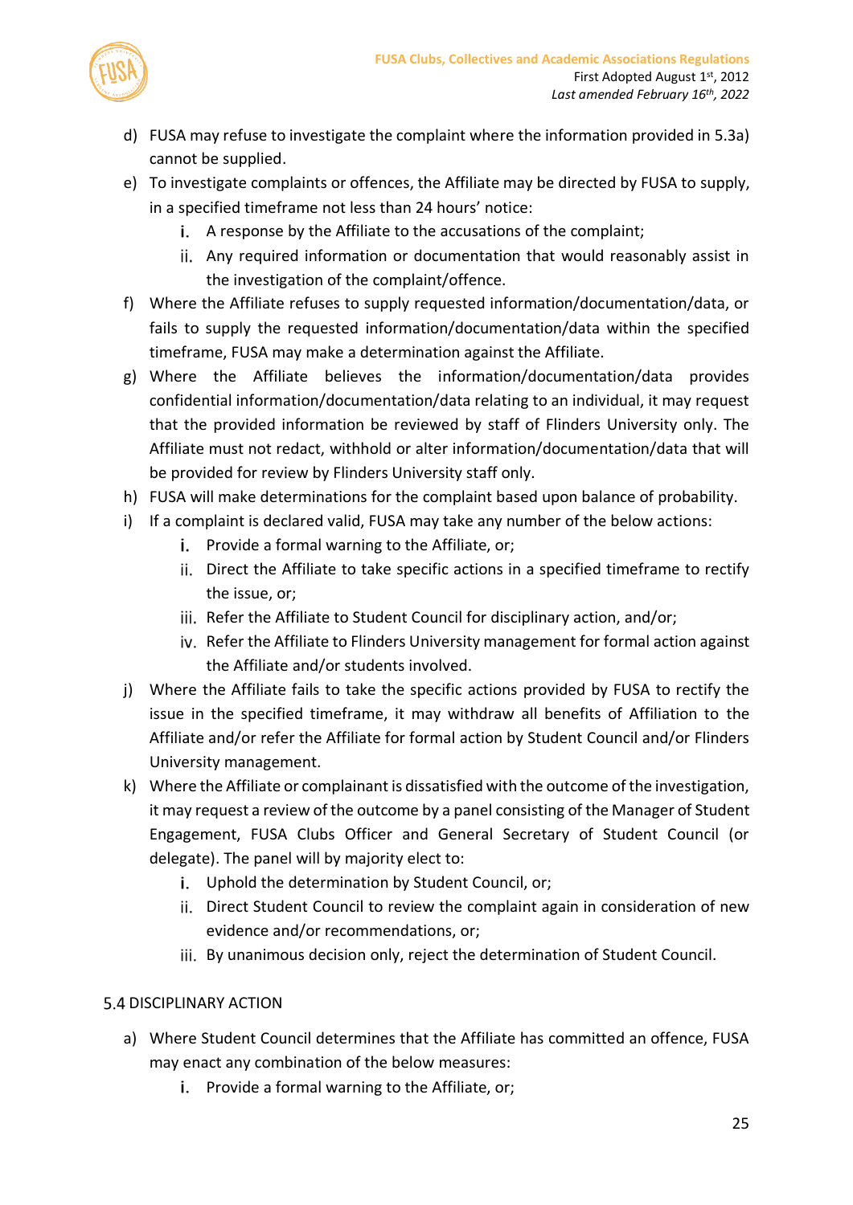d) FUSA may refuse to investigate the complaint where the information provided in 5.3a) cannot be supplied.

e) To investigate complaints or offences, the Affiliate may be directed by FUSA to supply, in a specified timeframe not less than 24 hours' notice:
   i. A response by the Affiliate to the accusations of the complaint;
   ii. Any required information or documentation that would reasonably assist in the investigation of the complaint/offence.

f) Where the Affiliate refuses to supply requested information/documentation/data, or fails to supply the requested information/documentation/data within the specified timeframe, FUSA may make a determination against the Affiliate.

g) Where the Affiliate believes the information/documentation/data provides confidential information/documentation/data relating to an individual, it may request that the provided information be reviewed by staff of Flinders University only. The Affiliate must not redact, withhold or alter information/documentation/data that will be provided for review by Flinders University staff only.

h) FUSA will make determinations for the complaint based upon balance of probability.

i) If a complaint is declared valid, FUSA may take any number of the below actions:
   i. Provide a formal warning to the Affiliate, or;
   ii. Direct the Affiliate to take specific actions in a specified timeframe to rectify the issue, or;
   iii. Refer the Affiliate to Student Council for disciplinary action, and/or;
   iv. Refer the Affiliate to Flinders University management for formal action against the Affiliate and/or students involved.

j) Where the Affiliate fails to take the specific actions provided by FUSA to rectify the issue in the specified timeframe, it may withdraw all benefits of Affiliation to the Affiliate and/or refer the Affiliate for formal action by Student Council and/or Flinders University management.

k) Where the Affiliate or complainant is dissatisfied with the outcome of the investigation, it may request a review of the outcome by a panel consisting of the Manager of Student Engagement, FUSA Clubs Officer and General Secretary of Student Council (or delegate). The panel will by majority elect to:
   i. Uphold the determination by Student Council, or;
   ii. Direct Student Council to review the complaint again in consideration of new evidence and/or recommendations, or;
   iii. By unanimous decision only, reject the determination of Student Council.

## 5.4 DISCIPLINARY ACTION

a) Where Student Council determines that the Affiliate has committed an offence, FUSA may enact any combination of the below measures:
   i. Provide a formal warning to the Affiliate, or;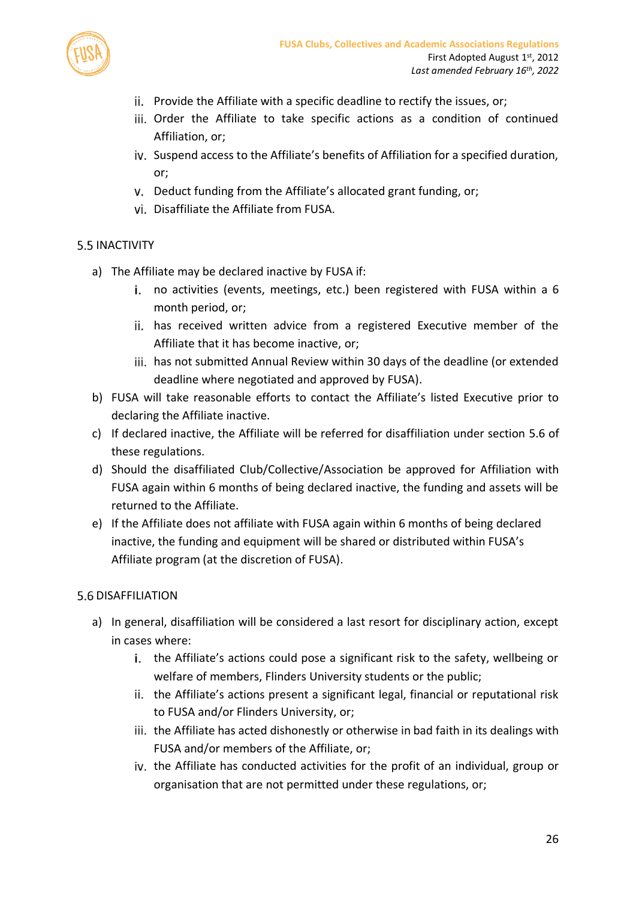ii. Provide the Affiliate with a specific deadline to rectify the issues, or;
iii. Order the Affiliate to take specific actions as a condition of continued Affiliation, or;
iv. Suspend access to the Affiliate's benefits of Affiliation for a specified duration, or;
v. Deduct funding from the Affiliate's allocated grant funding, or;
vi. Disaffiliate the Affiliate from FUSA.

## 5.5 INACTIVITY

a) The Affiliate may be declared inactive by FUSA if:
   i. no activities (events, meetings, etc.) been registered with FUSA within a 6 month period, or;
   ii. has received written advice from a registered Executive member of the Affiliate that it has become inactive, or;
   iii. has not submitted Annual Review within 30 days of the deadline (or extended deadline where negotiated and approved by FUSA).
b) FUSA will take reasonable efforts to contact the Affiliate's listed Executive prior to declaring the Affiliate inactive.
c) If declared inactive, the Affiliate will be referred for disaffiliation under section 5.6 of these regulations.
d) Should the disaffiliated Club/Collective/Association be approved for Affiliation with FUSA again within 6 months of being declared inactive, the funding and assets will be returned to the Affiliate.
e) If the Affiliate does not affiliate with FUSA again within 6 months of being declared inactive, the funding and equipment will be shared or distributed within FUSA's Affiliate program (at the discretion of FUSA).

## 5.6 DISAFFILIATION

a) In general, disaffiliation will be considered a last resort for disciplinary action, except in cases where:
   i. the Affiliate's actions could pose a significant risk to the safety, wellbeing or welfare of members, Flinders University students or the public;
   ii. the Affiliate's actions present a significant legal, financial or reputational risk to FUSA and/or Flinders University, or;
   iii. the Affiliate has acted dishonestly or otherwise in bad faith in its dealings with FUSA and/or members of the Affiliate, or;
   iv. the Affiliate has conducted activities for the profit of an individual, group or organisation that are not permitted under these regulations, or;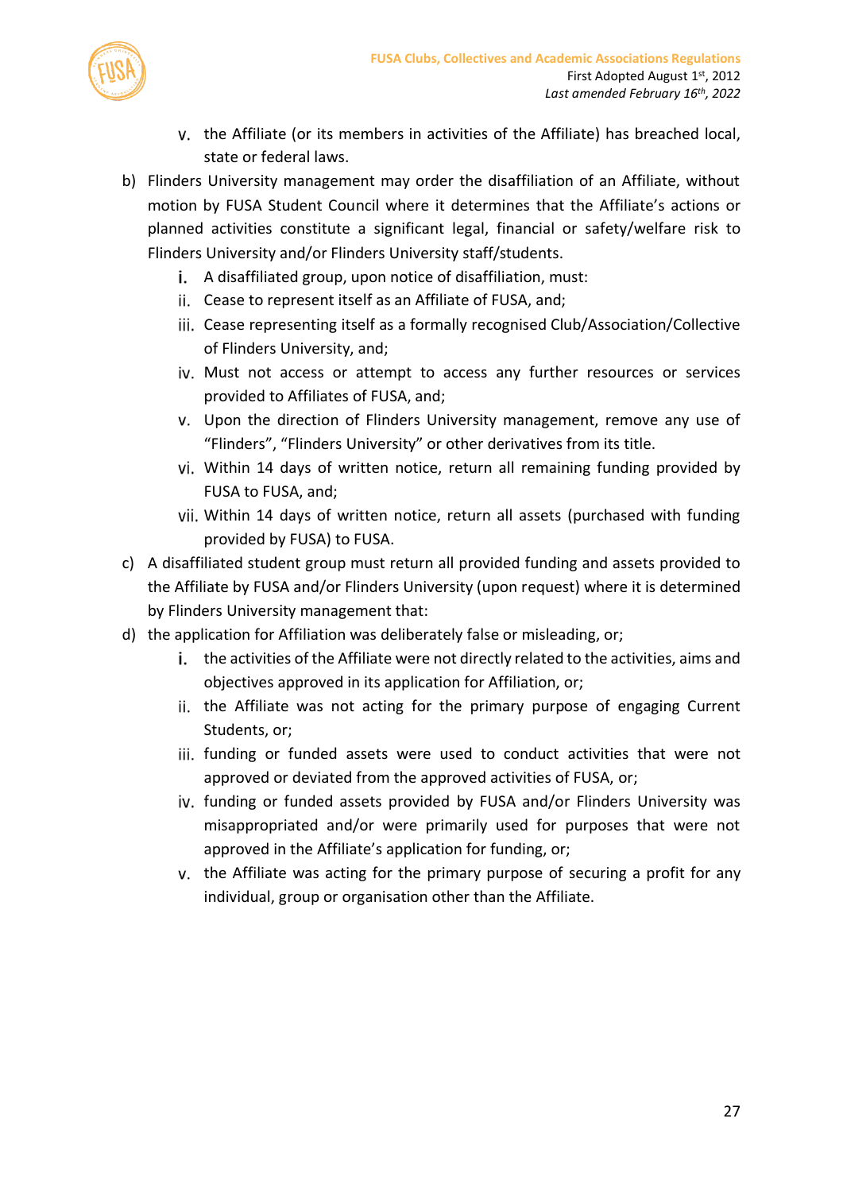v. the Affiliate (or its members in activities of the Affiliate) has breached local, state or federal laws.

b) Flinders University management may order the disaffiliation of an Affiliate, without motion by FUSA Student Council where it determines that the Affiliate's actions or planned activities constitute a significant legal, financial or safety/welfare risk to Flinders University and/or Flinders University staff/students.

   i. A disaffiliated group, upon notice of disaffiliation, must:
   ii. Cease to represent itself as an Affiliate of FUSA, and;
   iii. Cease representing itself as a formally recognised Club/Association/Collective of Flinders University, and;
   iv. Must not access or attempt to access any further resources or services provided to Affiliates of FUSA, and;
   v. Upon the direction of Flinders University management, remove any use of "Flinders", "Flinders University" or other derivatives from its title.
   vi. Within 14 days of written notice, return all remaining funding provided by FUSA to FUSA, and;
   vii. Within 14 days of written notice, return all assets (purchased with funding provided by FUSA) to FUSA.

c) A disaffiliated student group must return all provided funding and assets provided to the Affiliate by FUSA and/or Flinders University (upon request) where it is determined by Flinders University management that:

d) the application for Affiliation was deliberately false or misleading, or;

   i. the activities of the Affiliate were not directly related to the activities, aims and objectives approved in its application for Affiliation, or;
   ii. the Affiliate was not acting for the primary purpose of engaging Current Students, or;
   iii. funding or funded assets were used to conduct activities that were not approved or deviated from the approved activities of FUSA, or;
   iv. funding or funded assets provided by FUSA and/or Flinders University was misappropriated and/or were primarily used for purposes that were not approved in the Affiliate's application for funding, or;
   v. the Affiliate was acting for the primary purpose of securing a profit for any individual, group or organisation other than the Affiliate.